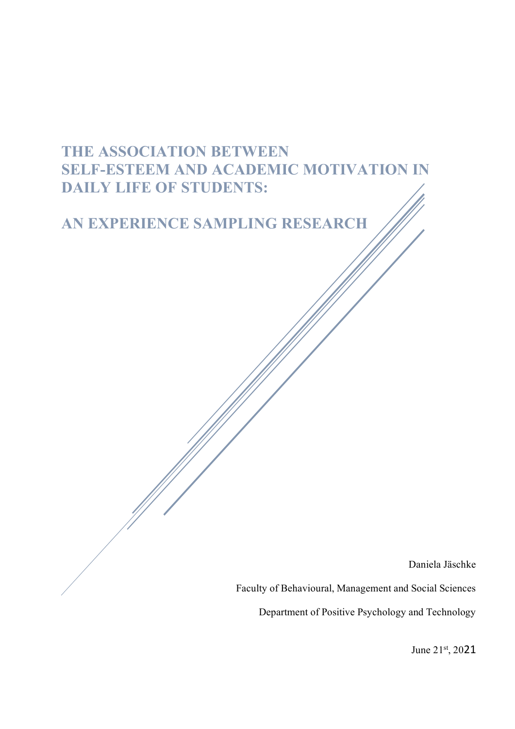# THE ASSOCIATION BETWEEN SELF-ESTEEM AND ACADEMIC MOTIVATION IN DAILY LIFE OF STUDENTS:

# AN EXPERIENCE SAMPLING RESEARCH

Daniela Jäschke

Faculty of Behavioural, Management and Social Sciences

Department of Positive Psychology and Technology

June 21st, 2021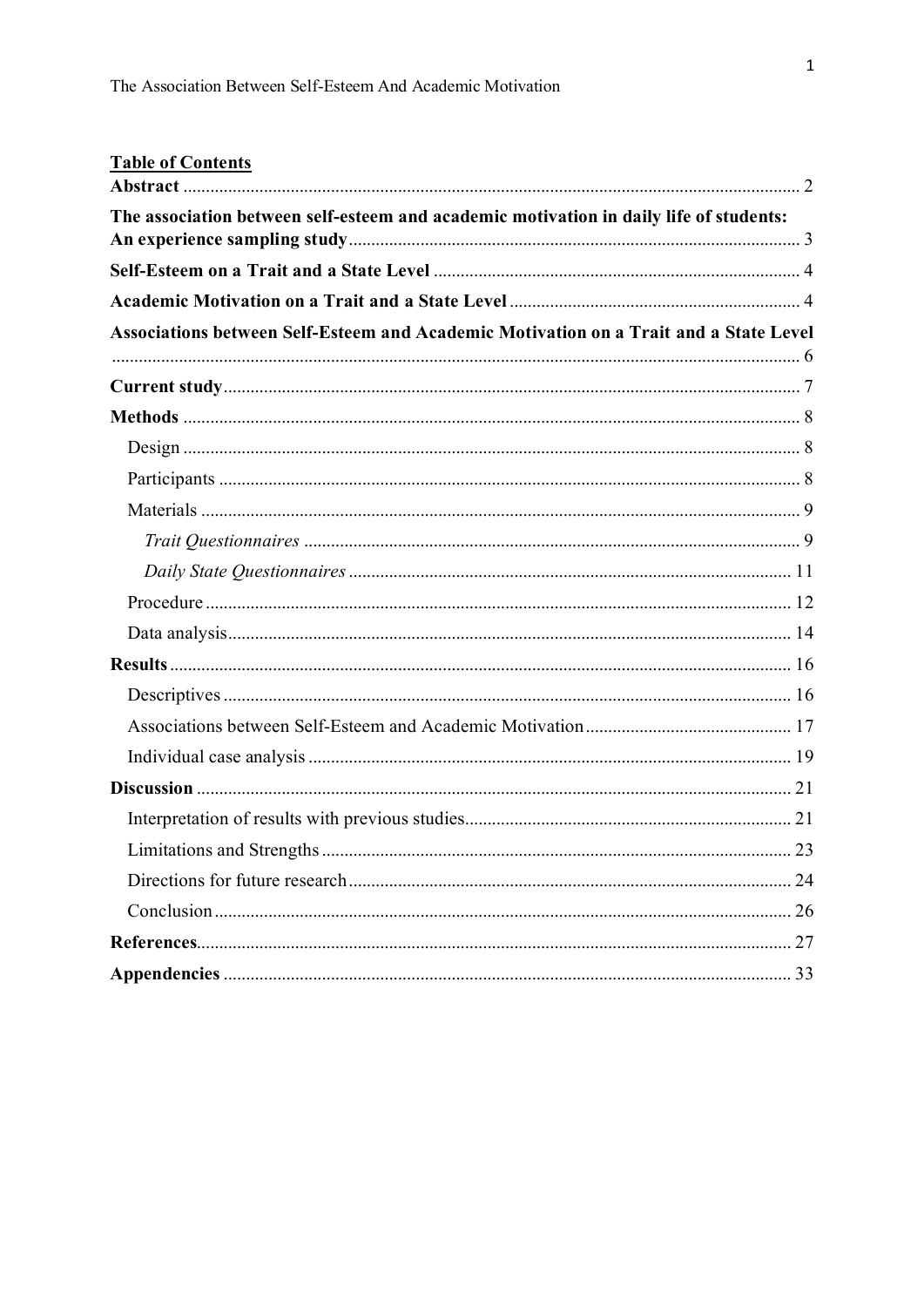**Table of Contents**

**Abstract** ........................................................................................................................ 2

**The association between self-esteem and academic motivation in daily life of students: An experience sampling study** .................................................................................... 3

**Self-Esteem on a Trait and a State Level** ................................................................. 4

**Academic Motivation on a Trait and a State Level** ................................................... 4

**Associations between Self-Esteem and Academic Motivation on a Trait and a State Level** ........................................................................................................................ 6

**Current study** .............................................................................................................. 7

**Methods** ...................................................................................................................... 8

- Design ........................................................................................................................ 8
- Participants ................................................................................................................ 8
- Materials .................................................................................................................... 9
  - *Trait Questionnaires* ............................................................................................. 9
  - *Daily State Questionnaires* ................................................................................. 11
- Procedure ................................................................................................................. 12
- Data analysis ............................................................................................................ 14

**Results** ...................................................................................................................... 16

- Descriptives ............................................................................................................. 16
- Associations between Self-Esteem and Academic Motivation ............................. 17
- Individual case analysis .......................................................................................... 19

**Discussion** ................................................................................................................. 21

- Interpretation of results with previous studies ........................................................ 21
- Limitations and Strengths ........................................................................................ 23
- Directions for future research .................................................................................. 24
- Conclusion ............................................................................................................... 26

**References** ................................................................................................................. 27

**Appendencies** ............................................................................................................ 33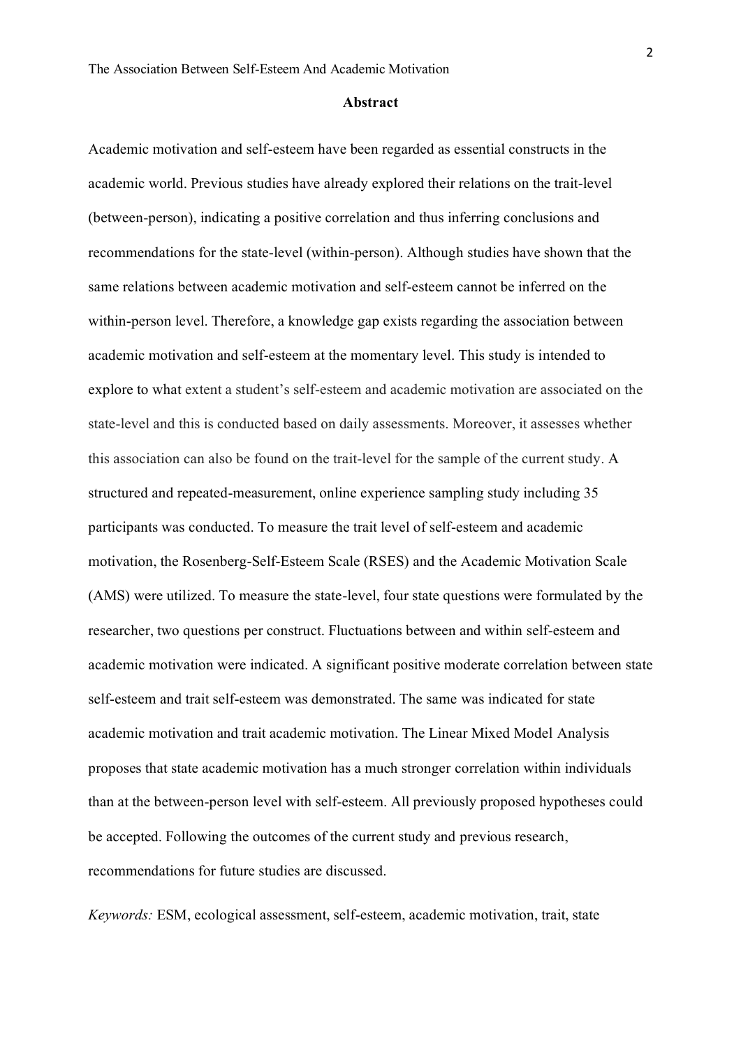## Abstract

Academic motivation and self-esteem have been regarded as essential constructs in the academic world. Previous studies have already explored their relations on the trait-level (between-person), indicating a positive correlation and thus inferring conclusions and recommendations for the state-level (within-person). Although studies have shown that the same relations between academic motivation and self-esteem cannot be inferred on the within-person level. Therefore, a knowledge gap exists regarding the association between academic motivation and self-esteem at the momentary level. This study is intended to explore to what extent a student's self-esteem and academic motivation are associated on the state-level and this is conducted based on daily assessments. Moreover, it assesses whether this association can also be found on the trait-level for the sample of the current study. A structured and repeated-measurement, online experience sampling study including 35 participants was conducted. To measure the trait level of self-esteem and academic motivation, the Rosenberg-Self-Esteem Scale (RSES) and the Academic Motivation Scale (AMS) were utilized. To measure the state-level, four state questions were formulated by the researcher, two questions per construct. Fluctuations between and within self-esteem and academic motivation were indicated. A significant positive moderate correlation between state self-esteem and trait self-esteem was demonstrated. The same was indicated for state academic motivation and trait academic motivation. The Linear Mixed Model Analysis proposes that state academic motivation has a much stronger correlation within individuals than at the between-person level with self-esteem. All previously proposed hypotheses could be accepted. Following the outcomes of the current study and previous research, recommendations for future studies are discussed.

*Keywords:* ESM, ecological assessment, self-esteem, academic motivation, trait, state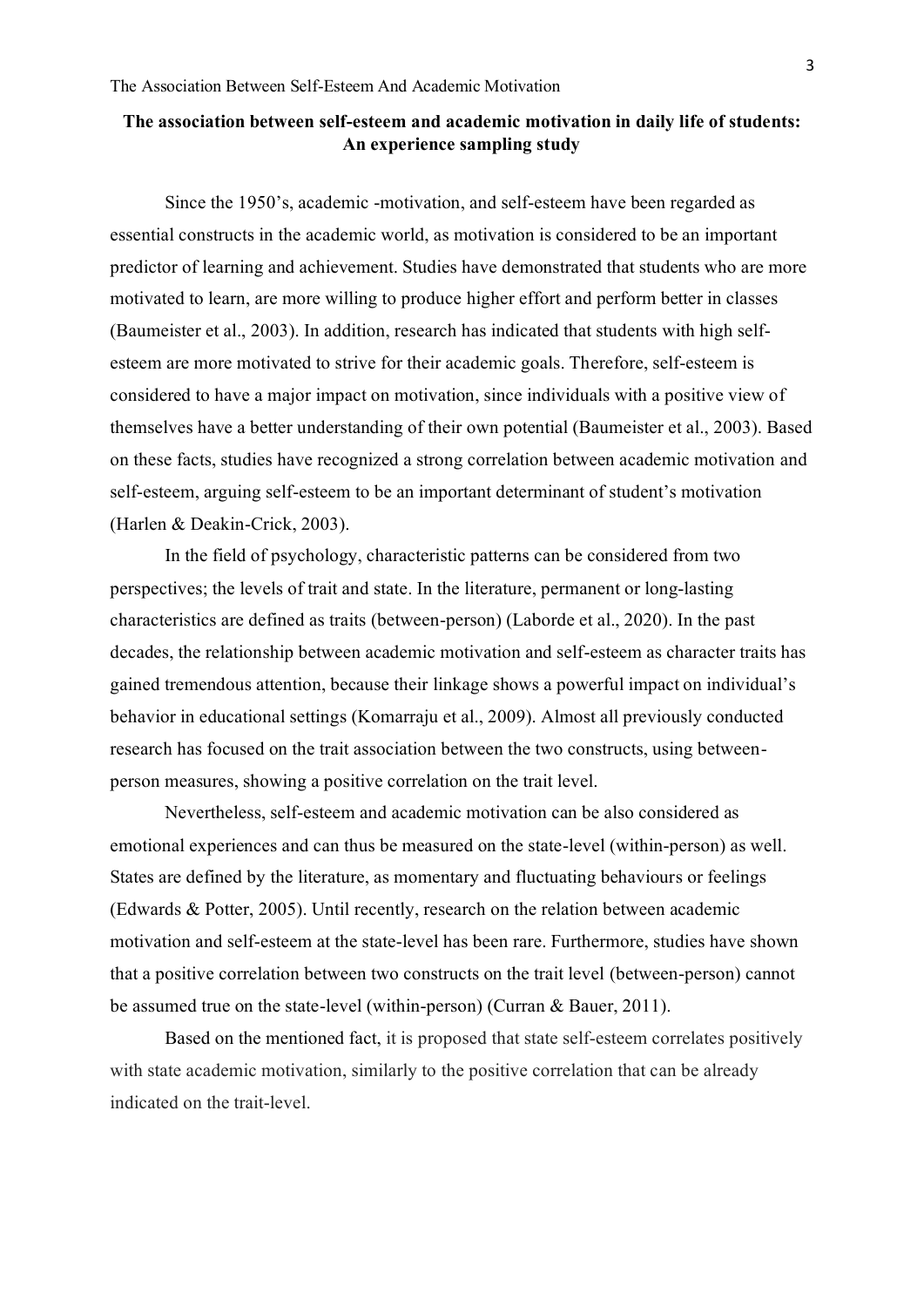## The association between self-esteem and academic motivation in daily life of students: An experience sampling study

Since the 1950's, academic -motivation, and self-esteem have been regarded as essential constructs in the academic world, as motivation is considered to be an important predictor of learning and achievement. Studies have demonstrated that students who are more motivated to learn, are more willing to produce higher effort and perform better in classes (Baumeister et al., 2003). In addition, research has indicated that students with high self-esteem are more motivated to strive for their academic goals. Therefore, self-esteem is considered to have a major impact on motivation, since individuals with a positive view of themselves have a better understanding of their own potential (Baumeister et al., 2003). Based on these facts, studies have recognized a strong correlation between academic motivation and self-esteem, arguing self-esteem to be an important determinant of student's motivation (Harlen & Deakin-Crick, 2003).

In the field of psychology, characteristic patterns can be considered from two perspectives; the levels of trait and state. In the literature, permanent or long-lasting characteristics are defined as traits (between-person) (Laborde et al., 2020). In the past decades, the relationship between academic motivation and self-esteem as character traits has gained tremendous attention, because their linkage shows a powerful impact on individual's behavior in educational settings (Komarraju et al., 2009). Almost all previously conducted research has focused on the trait association between the two constructs, using between-person measures, showing a positive correlation on the trait level.

Nevertheless, self-esteem and academic motivation can be also considered as emotional experiences and can thus be measured on the state-level (within-person) as well. States are defined by the literature, as momentary and fluctuating behaviours or feelings (Edwards & Potter, 2005). Until recently, research on the relation between academic motivation and self-esteem at the state-level has been rare. Furthermore, studies have shown that a positive correlation between two constructs on the trait level (between-person) cannot be assumed true on the state-level (within-person) (Curran & Bauer, 2011).

Based on the mentioned fact, it is proposed that state self-esteem correlates positively with state academic motivation, similarly to the positive correlation that can be already indicated on the trait-level.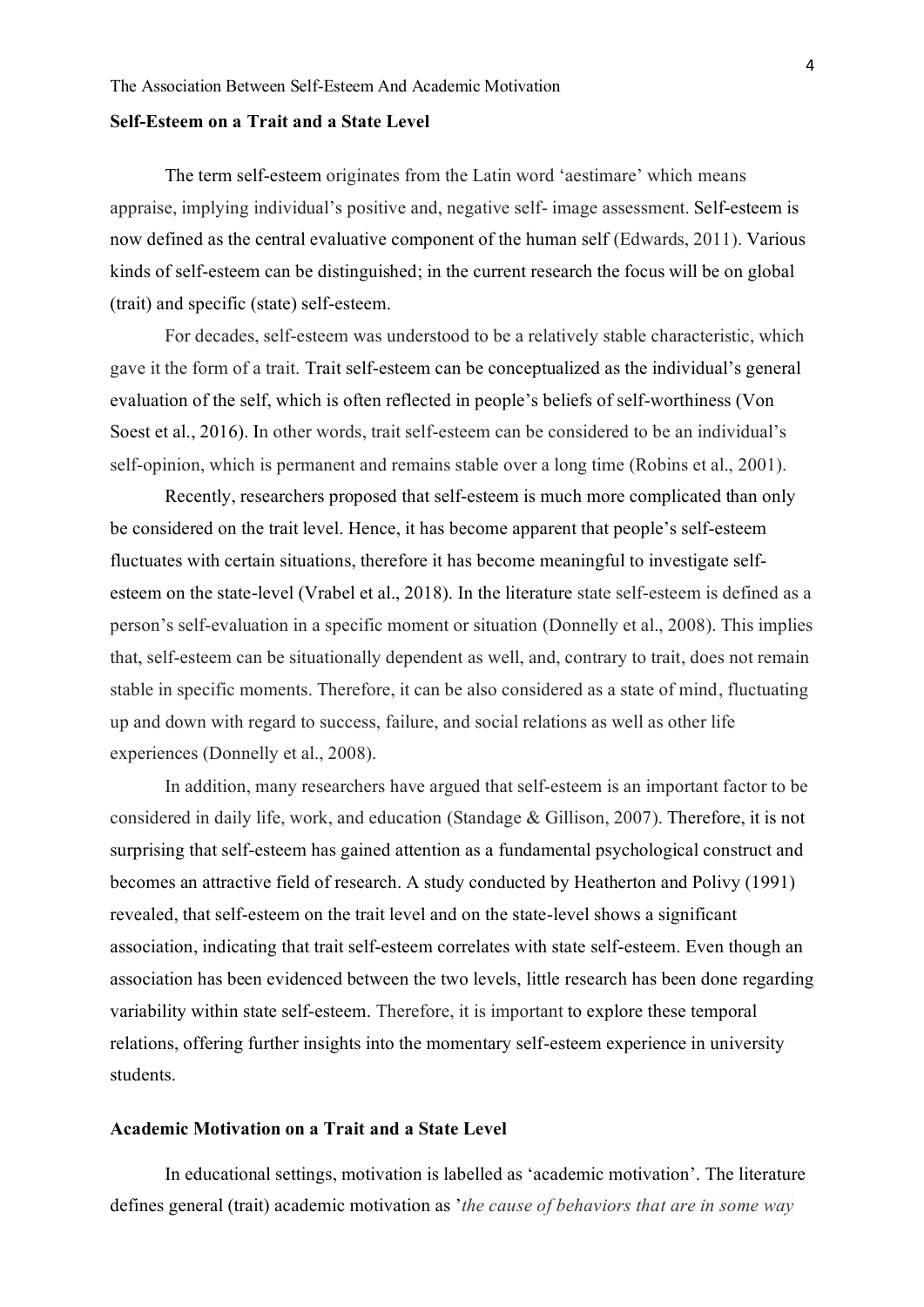### Self-Esteem on a Trait and a State Level

The term self-esteem originates from the Latin word 'aestimare' which means appraise, implying individual's positive and, negative self- image assessment. Self-esteem is now defined as the central evaluative component of the human self (Edwards, 2011). Various kinds of self-esteem can be distinguished; in the current research the focus will be on global (trait) and specific (state) self-esteem.

For decades, self-esteem was understood to be a relatively stable characteristic, which gave it the form of a trait. Trait self-esteem can be conceptualized as the individual's general evaluation of the self, which is often reflected in people's beliefs of self-worthiness (Von Soest et al., 2016). In other words, trait self-esteem can be considered to be an individual's self-opinion, which is permanent and remains stable over a long time (Robins et al., 2001).

Recently, researchers proposed that self-esteem is much more complicated than only be considered on the trait level. Hence, it has become apparent that people's self-esteem fluctuates with certain situations, therefore it has become meaningful to investigate self-esteem on the state-level (Vrabel et al., 2018). In the literature state self-esteem is defined as a person's self-evaluation in a specific moment or situation (Donnelly et al., 2008). This implies that, self-esteem can be situationally dependent as well, and, contrary to trait, does not remain stable in specific moments. Therefore, it can be also considered as a state of mind, fluctuating up and down with regard to success, failure, and social relations as well as other life experiences (Donnelly et al., 2008).

In addition, many researchers have argued that self-esteem is an important factor to be considered in daily life, work, and education (Standage & Gillison, 2007). Therefore, it is not surprising that self-esteem has gained attention as a fundamental psychological construct and becomes an attractive field of research. A study conducted by Heatherton and Polivy (1991) revealed, that self-esteem on the trait level and on the state-level shows a significant association, indicating that trait self-esteem correlates with state self-esteem. Even though an association has been evidenced between the two levels, little research has been done regarding variability within state self-esteem. Therefore, it is important to explore these temporal relations, offering further insights into the momentary self-esteem experience in university students.

### Academic Motivation on a Trait and a State Level

In educational settings, motivation is labelled as 'academic motivation'. The literature defines general (trait) academic motivation as '*the cause of behaviors that are in some way*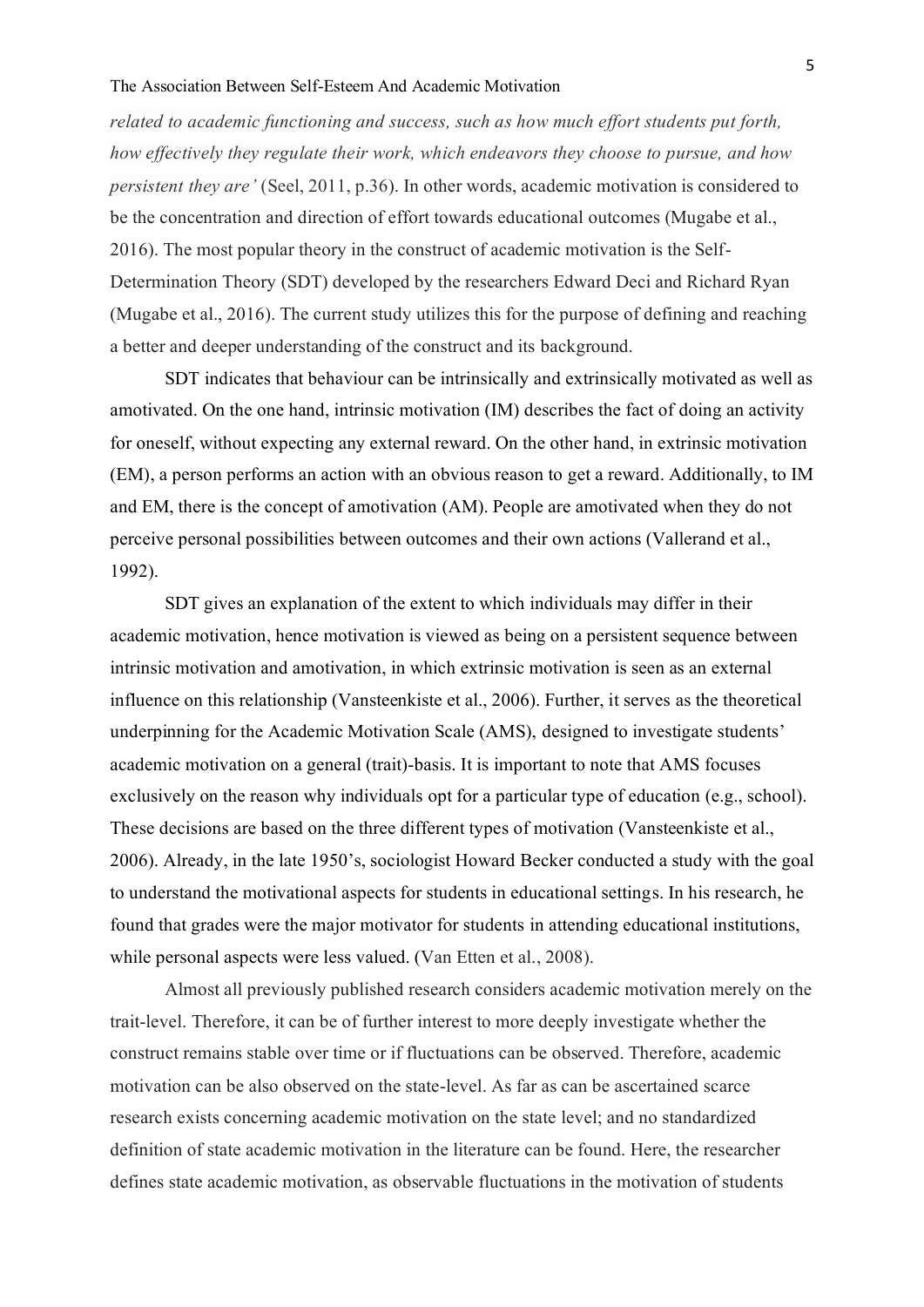*related to academic functioning and success, such as how much effort students put forth, how effectively they regulate their work, which endeavors they choose to pursue, and how persistent they are'* (Seel, 2011, p.36). In other words, academic motivation is considered to be the concentration and direction of effort towards educational outcomes (Mugabe et al., 2016). The most popular theory in the construct of academic motivation is the Self-Determination Theory (SDT) developed by the researchers Edward Deci and Richard Ryan (Mugabe et al., 2016). The current study utilizes this for the purpose of defining and reaching a better and deeper understanding of the construct and its background.

SDT indicates that behaviour can be intrinsically and extrinsically motivated as well as amotivated. On the one hand, intrinsic motivation (IM) describes the fact of doing an activity for oneself, without expecting any external reward. On the other hand, in extrinsic motivation (EM), a person performs an action with an obvious reason to get a reward. Additionally, to IM and EM, there is the concept of amotivation (AM). People are amotivated when they do not perceive personal possibilities between outcomes and their own actions (Vallerand et al., 1992).

SDT gives an explanation of the extent to which individuals may differ in their academic motivation, hence motivation is viewed as being on a persistent sequence between intrinsic motivation and amotivation, in which extrinsic motivation is seen as an external influence on this relationship (Vansteenkiste et al., 2006). Further, it serves as the theoretical underpinning for the Academic Motivation Scale (AMS), designed to investigate students' academic motivation on a general (trait)-basis. It is important to note that AMS focuses exclusively on the reason why individuals opt for a particular type of education (e.g., school). These decisions are based on the three different types of motivation (Vansteenkiste et al., 2006). Already, in the late 1950's, sociologist Howard Becker conducted a study with the goal to understand the motivational aspects for students in educational settings. In his research, he found that grades were the major motivator for students in attending educational institutions, while personal aspects were less valued. (Van Etten et al., 2008).

Almost all previously published research considers academic motivation merely on the trait-level. Therefore, it can be of further interest to more deeply investigate whether the construct remains stable over time or if fluctuations can be observed. Therefore, academic motivation can be also observed on the state-level. As far as can be ascertained scarce research exists concerning academic motivation on the state level; and no standardized definition of state academic motivation in the literature can be found. Here, the researcher defines state academic motivation, as observable fluctuations in the motivation of students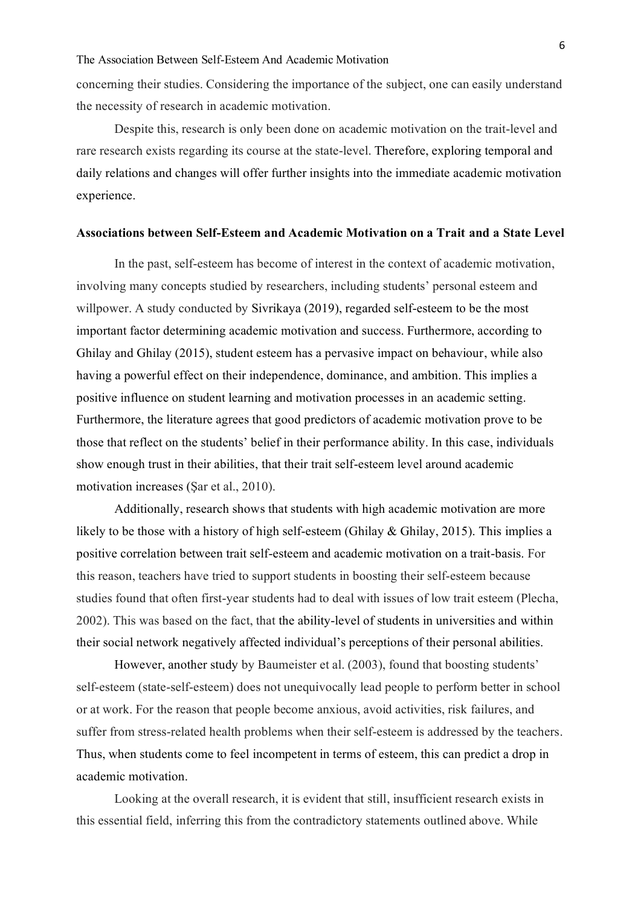concerning their studies. Considering the importance of the subject, one can easily understand the necessity of research in academic motivation.

Despite this, research is only been done on academic motivation on the trait-level and rare research exists regarding its course at the state-level. Therefore, exploring temporal and daily relations and changes will offer further insights into the immediate academic motivation experience.

## Associations between Self-Esteem and Academic Motivation on a Trait and a State Level

In the past, self-esteem has become of interest in the context of academic motivation, involving many concepts studied by researchers, including students' personal esteem and willpower. A study conducted by Sivrikaya (2019), regarded self-esteem to be the most important factor determining academic motivation and success. Furthermore, according to Ghilay and Ghilay (2015), student esteem has a pervasive impact on behaviour, while also having a powerful effect on their independence, dominance, and ambition. This implies a positive influence on student learning and motivation processes in an academic setting. Furthermore, the literature agrees that good predictors of academic motivation prove to be those that reflect on the students' belief in their performance ability. In this case, individuals show enough trust in their abilities, that their trait self-esteem level around academic motivation increases (Şar et al., 2010).

Additionally, research shows that students with high academic motivation are more likely to be those with a history of high self-esteem (Ghilay & Ghilay, 2015). This implies a positive correlation between trait self-esteem and academic motivation on a trait-basis. For this reason, teachers have tried to support students in boosting their self-esteem because studies found that often first-year students had to deal with issues of low trait esteem (Plecha, 2002). This was based on the fact, that the ability-level of students in universities and within their social network negatively affected individual's perceptions of their personal abilities.

However, another study by Baumeister et al. (2003), found that boosting students' self-esteem (state-self-esteem) does not unequivocally lead people to perform better in school or at work. For the reason that people become anxious, avoid activities, risk failures, and suffer from stress-related health problems when their self-esteem is addressed by the teachers. Thus, when students come to feel incompetent in terms of esteem, this can predict a drop in academic motivation.

Looking at the overall research, it is evident that still, insufficient research exists in this essential field, inferring this from the contradictory statements outlined above. While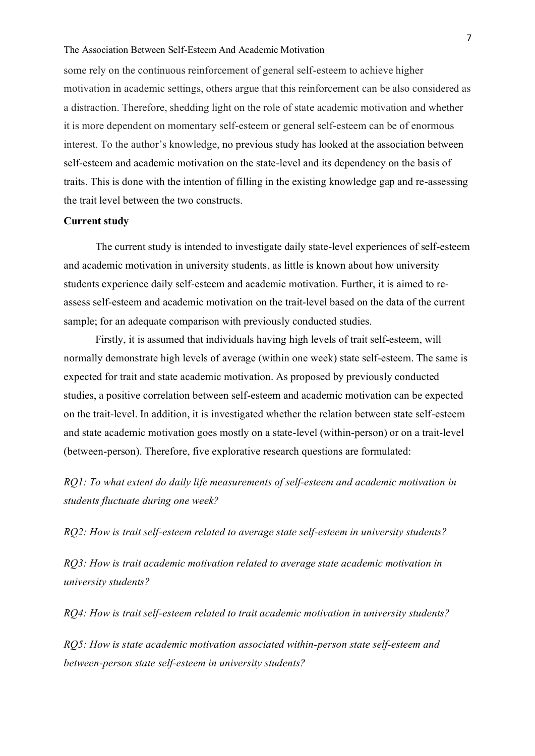some rely on the continuous reinforcement of general self-esteem to achieve higher motivation in academic settings, others argue that this reinforcement can be also considered as a distraction. Therefore, shedding light on the role of state academic motivation and whether it is more dependent on momentary self-esteem or general self-esteem can be of enormous interest. To the author's knowledge, no previous study has looked at the association between self-esteem and academic motivation on the state-level and its dependency on the basis of traits. This is done with the intention of filling in the existing knowledge gap and re-assessing the trait level between the two constructs.

**Current study**

The current study is intended to investigate daily state-level experiences of self-esteem and academic motivation in university students, as little is known about how university students experience daily self-esteem and academic motivation. Further, it is aimed to re-assess self-esteem and academic motivation on the trait-level based on the data of the current sample; for an adequate comparison with previously conducted studies.

Firstly, it is assumed that individuals having high levels of trait self-esteem, will normally demonstrate high levels of average (within one week) state self-esteem. The same is expected for trait and state academic motivation. As proposed by previously conducted studies, a positive correlation between self-esteem and academic motivation can be expected on the trait-level. In addition, it is investigated whether the relation between state self-esteem and state academic motivation goes mostly on a state-level (within-person) or on a trait-level (between-person). Therefore, five explorative research questions are formulated:

*RQ1: To what extent do daily life measurements of self-esteem and academic motivation in students fluctuate during one week?*

*RQ2: How is trait self-esteem related to average state self-esteem in university students?*

*RQ3: How is trait academic motivation related to average state academic motivation in university students?*

*RQ4: How is trait self-esteem related to trait academic motivation in university students?*

*RQ5: How is state academic motivation associated within-person state self-esteem and between-person state self-esteem in university students?*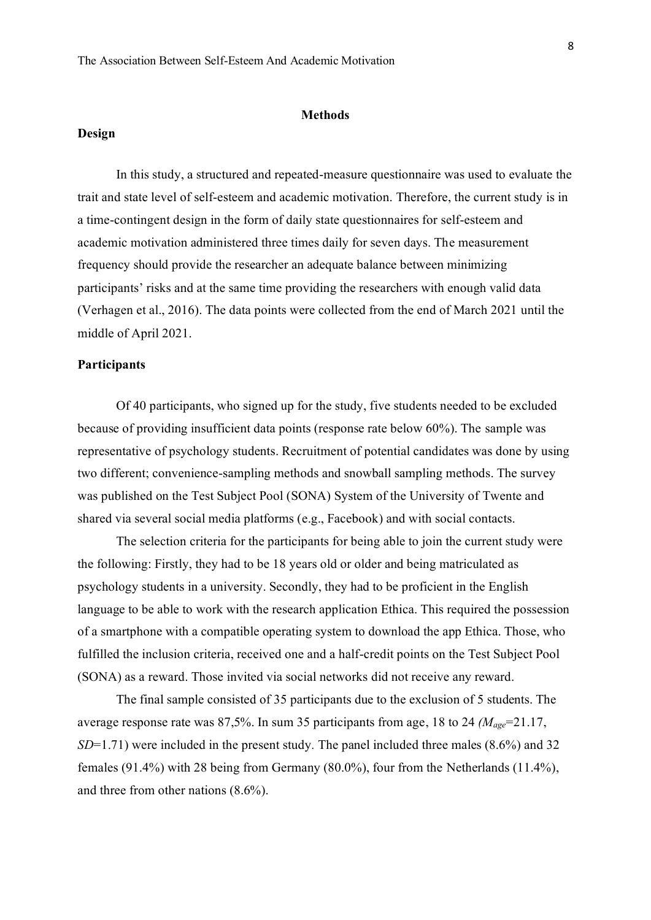## Methods

### Design

In this study, a structured and repeated-measure questionnaire was used to evaluate the trait and state level of self-esteem and academic motivation. Therefore, the current study is in a time-contingent design in the form of daily state questionnaires for self-esteem and academic motivation administered three times daily for seven days. The measurement frequency should provide the researcher an adequate balance between minimizing participants' risks and at the same time providing the researchers with enough valid data (Verhagen et al., 2016). The data points were collected from the end of March 2021 until the middle of April 2021.

### Participants

Of 40 participants, who signed up for the study, five students needed to be excluded because of providing insufficient data points (response rate below 60%). The sample was representative of psychology students. Recruitment of potential candidates was done by using two different; convenience-sampling methods and snowball sampling methods. The survey was published on the Test Subject Pool (SONA) System of the University of Twente and shared via several social media platforms (e.g., Facebook) and with social contacts.

The selection criteria for the participants for being able to join the current study were the following: Firstly, they had to be 18 years old or older and being matriculated as psychology students in a university. Secondly, they had to be proficient in the English language to be able to work with the research application Ethica. This required the possession of a smartphone with a compatible operating system to download the app Ethica. Those, who fulfilled the inclusion criteria, received one and a half-credit points on the Test Subject Pool (SONA) as a reward. Those invited via social networks did not receive any reward.

The final sample consisted of 35 participants due to the exclusion of 5 students. The average response rate was 87,5%. In sum 35 participants from age, 18 to 24 ($M_{age}$=21.17, $SD$=1.71) were included in the present study. The panel included three males (8.6%) and 32 females (91.4%) with 28 being from Germany (80.0%), four from the Netherlands (11.4%), and three from other nations (8.6%).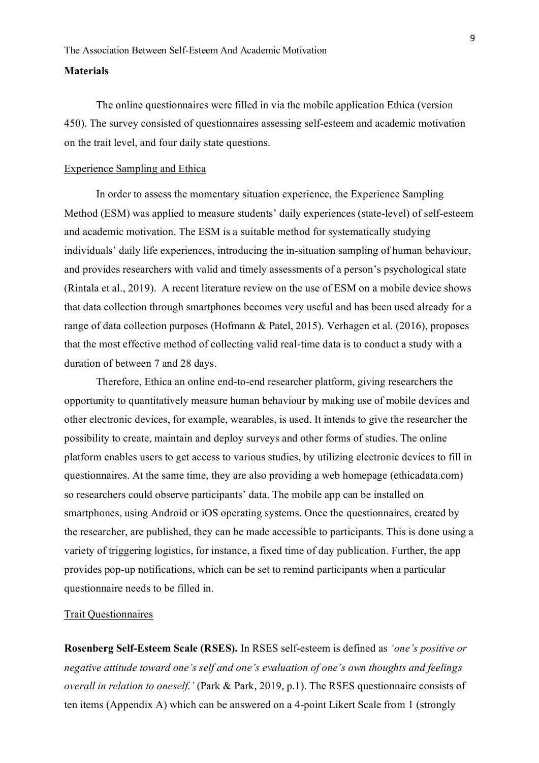**Materials**

The online questionnaires were filled in via the mobile application Ethica (version 450). The survey consisted of questionnaires assessing self-esteem and academic motivation on the trait level, and four daily state questions.

Experience Sampling and Ethica

In order to assess the momentary situation experience, the Experience Sampling Method (ESM) was applied to measure students' daily experiences (state-level) of self-esteem and academic motivation. The ESM is a suitable method for systematically studying individuals' daily life experiences, introducing the in-situation sampling of human behaviour, and provides researchers with valid and timely assessments of a person's psychological state (Rintala et al., 2019). A recent literature review on the use of ESM on a mobile device shows that data collection through smartphones becomes very useful and has been used already for a range of data collection purposes (Hofmann & Patel, 2015). Verhagen et al. (2016), proposes that the most effective method of collecting valid real-time data is to conduct a study with a duration of between 7 and 28 days.

Therefore, Ethica an online end-to-end researcher platform, giving researchers the opportunity to quantitatively measure human behaviour by making use of mobile devices and other electronic devices, for example, wearables, is used. It intends to give the researcher the possibility to create, maintain and deploy surveys and other forms of studies. The online platform enables users to get access to various studies, by utilizing electronic devices to fill in questionnaires. At the same time, they are also providing a web homepage (ethicadata.com) so researchers could observe participants' data. The mobile app can be installed on smartphones, using Android or iOS operating systems. Once the questionnaires, created by the researcher, are published, they can be made accessible to participants. This is done using a variety of triggering logistics, for instance, a fixed time of day publication. Further, the app provides pop-up notifications, which can be set to remind participants when a particular questionnaire needs to be filled in.

Trait Questionnaires

**Rosenberg Self-Esteem Scale (RSES).** In RSES self-esteem is defined as *'one's positive or negative attitude toward one's self and one's evaluation of one's own thoughts and feelings overall in relation to oneself.'* (Park & Park, 2019, p.1). The RSES questionnaire consists of ten items (Appendix A) which can be answered on a 4-point Likert Scale from 1 (strongly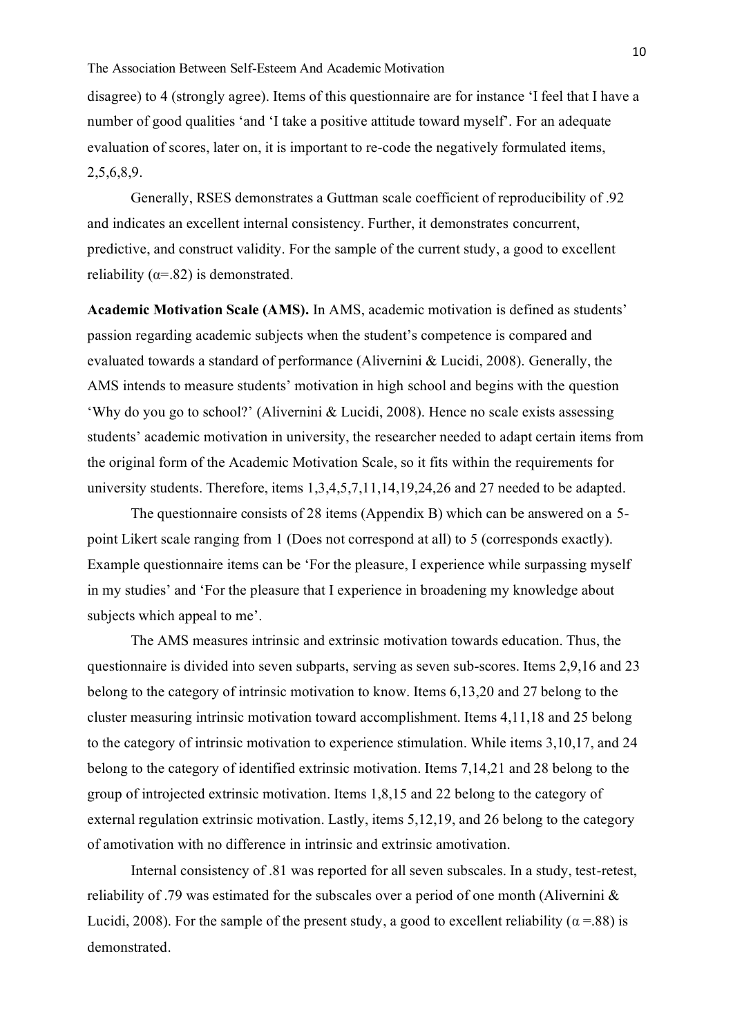disagree) to 4 (strongly agree). Items of this questionnaire are for instance 'I feel that I have a number of good qualities 'and 'I take a positive attitude toward myself'. For an adequate evaluation of scores, later on, it is important to re-code the negatively formulated items, 2,5,6,8,9.

Generally, RSES demonstrates a Guttman scale coefficient of reproducibility of .92 and indicates an excellent internal consistency. Further, it demonstrates concurrent, predictive, and construct validity. For the sample of the current study, a good to excellent reliability ($\alpha$=.82) is demonstrated.

**Academic Motivation Scale (AMS).** In AMS, academic motivation is defined as students' passion regarding academic subjects when the student's competence is compared and evaluated towards a standard of performance (Alivernini & Lucidi, 2008). Generally, the AMS intends to measure students' motivation in high school and begins with the question 'Why do you go to school?' (Alivernini & Lucidi, 2008). Hence no scale exists assessing students' academic motivation in university, the researcher needed to adapt certain items from the original form of the Academic Motivation Scale, so it fits within the requirements for university students. Therefore, items 1,3,4,5,7,11,14,19,24,26 and 27 needed to be adapted.

The questionnaire consists of 28 items (Appendix B) which can be answered on a 5-point Likert scale ranging from 1 (Does not correspond at all) to 5 (corresponds exactly). Example questionnaire items can be 'For the pleasure, I experience while surpassing myself in my studies' and 'For the pleasure that I experience in broadening my knowledge about subjects which appeal to me'.

The AMS measures intrinsic and extrinsic motivation towards education. Thus, the questionnaire is divided into seven subparts, serving as seven sub-scores. Items 2,9,16 and 23 belong to the category of intrinsic motivation to know. Items 6,13,20 and 27 belong to the cluster measuring intrinsic motivation toward accomplishment. Items 4,11,18 and 25 belong to the category of intrinsic motivation to experience stimulation. While items 3,10,17, and 24 belong to the category of identified extrinsic motivation. Items 7,14,21 and 28 belong to the group of introjected extrinsic motivation. Items 1,8,15 and 22 belong to the category of external regulation extrinsic motivation. Lastly, items 5,12,19, and 26 belong to the category of amotivation with no difference in intrinsic and extrinsic amotivation.

Internal consistency of .81 was reported for all seven subscales. In a study, test-retest, reliability of .79 was estimated for the subscales over a period of one month (Alivernini & Lucidi, 2008). For the sample of the present study, a good to excellent reliability ($\alpha$ =.88) is demonstrated.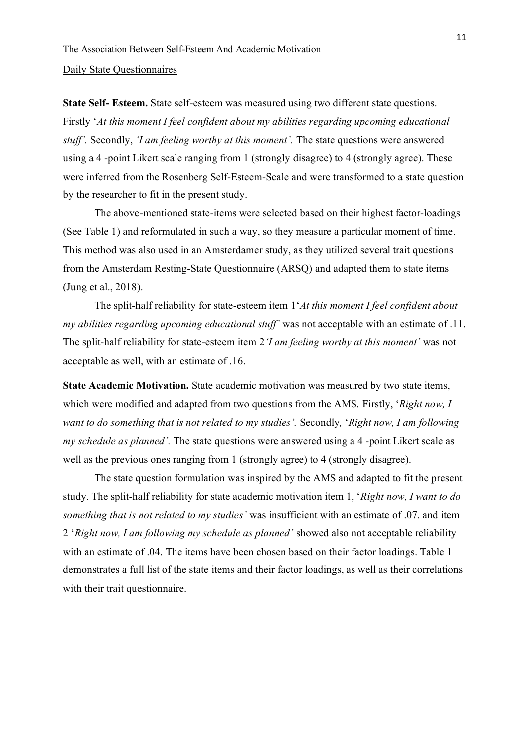Daily State Questionnaires

**State Self- Esteem.** State self-esteem was measured using two different state questions. Firstly '*At this moment I feel confident about my abilities regarding upcoming educational stuff".* Secondly, *'I am feeling worthy at this moment'.* The state questions were answered using a 4 -point Likert scale ranging from 1 (strongly disagree) to 4 (strongly agree). These were inferred from the Rosenberg Self-Esteem-Scale and were transformed to a state question by the researcher to fit in the present study.

The above-mentioned state-items were selected based on their highest factor-loadings (See Table 1) and reformulated in such a way, so they measure a particular moment of time. This method was also used in an Amsterdamer study, as they utilized several trait questions from the Amsterdam Resting-State Questionnaire (ARSQ) and adapted them to state items (Jung et al., 2018).

The split-half reliability for state-esteem item 1'*At this moment I feel confident about my abilities regarding upcoming educational stuff'* was not acceptable with an estimate of .11. The split-half reliability for state-esteem item 2*'I am feeling worthy at this moment'* was not acceptable as well, with an estimate of .16.

**State Academic Motivation.** State academic motivation was measured by two state items, which were modified and adapted from two questions from the AMS. Firstly, '*Right now, I want to do something that is not related to my studies'.* Secondly*,* '*Right now, I am following my schedule as planned'.* The state questions were answered using a 4 -point Likert scale as well as the previous ones ranging from 1 (strongly agree) to 4 (strongly disagree).

The state question formulation was inspired by the AMS and adapted to fit the present study. The split-half reliability for state academic motivation item 1, '*Right now, I want to do something that is not related to my studies'* was insufficient with an estimate of .07. and item 2 '*Right now, I am following my schedule as planned'* showed also not acceptable reliability with an estimate of .04. The items have been chosen based on their factor loadings. Table 1 demonstrates a full list of the state items and their factor loadings, as well as their correlations with their trait questionnaire.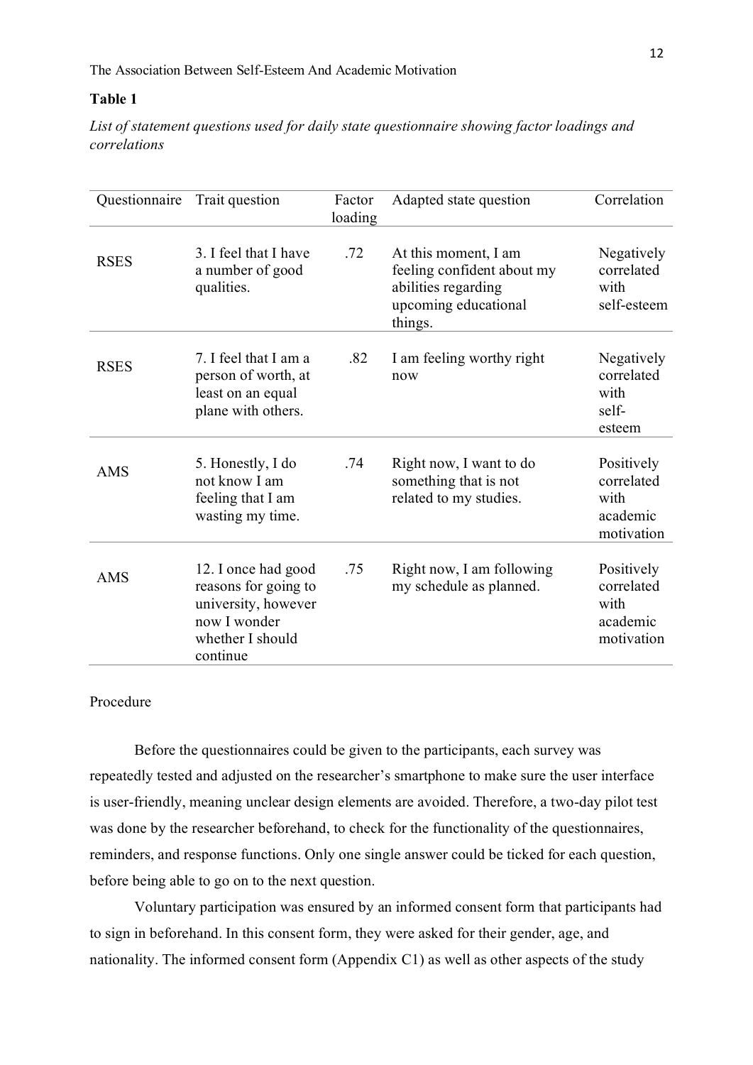**Table 1**

*List of statement questions used for daily state questionnaire showing factor loadings and correlations*

| Questionnaire | Trait question | Factor loading | Adapted state question | Correlation |
|---|---|---|---|---|
| RSES | 3. I feel that I have a number of good qualities. | .72 | At this moment, I am feeling confident about my abilities regarding upcoming educational things. | Negatively correlated with self-esteem |
| RSES | 7. I feel that I am a person of worth, at least on an equal plane with others. | .82 | I am feeling worthy right now | Negatively correlated with self-esteem |
| AMS | 5. Honestly, I do not know I am feeling that I am wasting my time. | .74 | Right now, I want to do something that is not related to my studies. | Positively correlated with academic motivation |
| AMS | 12. I once had good reasons for going to university, however now I wonder whether I should continue | .75 | Right now, I am following my schedule as planned. | Positively correlated with academic motivation |

Procedure

Before the questionnaires could be given to the participants, each survey was repeatedly tested and adjusted on the researcher's smartphone to make sure the user interface is user-friendly, meaning unclear design elements are avoided. Therefore, a two-day pilot test was done by the researcher beforehand, to check for the functionality of the questionnaires, reminders, and response functions. Only one single answer could be ticked for each question, before being able to go on to the next question.

Voluntary participation was ensured by an informed consent form that participants had to sign in beforehand. In this consent form, they were asked for their gender, age, and nationality. The informed consent form (Appendix C1) as well as other aspects of the study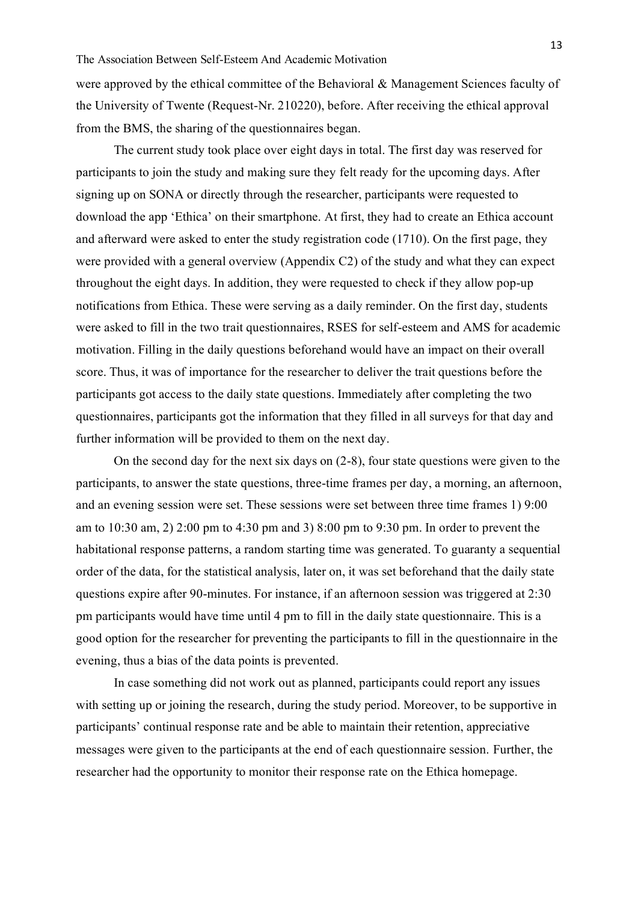were approved by the ethical committee of the Behavioral & Management Sciences faculty of the University of Twente (Request-Nr. 210220), before. After receiving the ethical approval from the BMS, the sharing of the questionnaires began.

The current study took place over eight days in total. The first day was reserved for participants to join the study and making sure they felt ready for the upcoming days. After signing up on SONA or directly through the researcher, participants were requested to download the app 'Ethica' on their smartphone. At first, they had to create an Ethica account and afterward were asked to enter the study registration code (1710). On the first page, they were provided with a general overview (Appendix C2) of the study and what they can expect throughout the eight days. In addition, they were requested to check if they allow pop-up notifications from Ethica. These were serving as a daily reminder. On the first day, students were asked to fill in the two trait questionnaires, RSES for self-esteem and AMS for academic motivation. Filling in the daily questions beforehand would have an impact on their overall score. Thus, it was of importance for the researcher to deliver the trait questions before the participants got access to the daily state questions. Immediately after completing the two questionnaires, participants got the information that they filled in all surveys for that day and further information will be provided to them on the next day.

On the second day for the next six days on (2-8), four state questions were given to the participants, to answer the state questions, three-time frames per day, a morning, an afternoon, and an evening session were set. These sessions were set between three time frames 1) 9:00 am to 10:30 am, 2) 2:00 pm to 4:30 pm and 3) 8:00 pm to 9:30 pm. In order to prevent the habitational response patterns, a random starting time was generated. To guaranty a sequential order of the data, for the statistical analysis, later on, it was set beforehand that the daily state questions expire after 90-minutes. For instance, if an afternoon session was triggered at 2:30 pm participants would have time until 4 pm to fill in the daily state questionnaire. This is a good option for the researcher for preventing the participants to fill in the questionnaire in the evening, thus a bias of the data points is prevented.

In case something did not work out as planned, participants could report any issues with setting up or joining the research, during the study period. Moreover, to be supportive in participants' continual response rate and be able to maintain their retention, appreciative messages were given to the participants at the end of each questionnaire session. Further, the researcher had the opportunity to monitor their response rate on the Ethica homepage.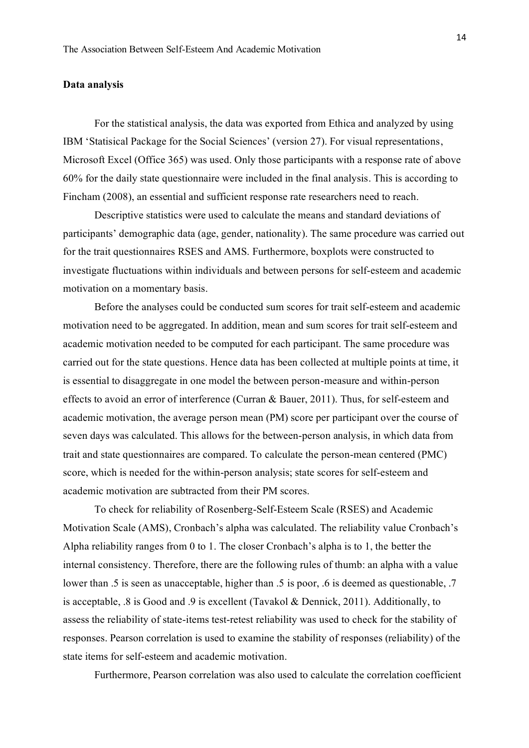**Data analysis**

For the statistical analysis, the data was exported from Ethica and analyzed by using IBM 'Statisical Package for the Social Sciences' (version 27). For visual representations, Microsoft Excel (Office 365) was used. Only those participants with a response rate of above 60% for the daily state questionnaire were included in the final analysis. This is according to Fincham (2008), an essential and sufficient response rate researchers need to reach.

Descriptive statistics were used to calculate the means and standard deviations of participants' demographic data (age, gender, nationality). The same procedure was carried out for the trait questionnaires RSES and AMS. Furthermore, boxplots were constructed to investigate fluctuations within individuals and between persons for self-esteem and academic motivation on a momentary basis.

Before the analyses could be conducted sum scores for trait self-esteem and academic motivation need to be aggregated. In addition, mean and sum scores for trait self-esteem and academic motivation needed to be computed for each participant. The same procedure was carried out for the state questions. Hence data has been collected at multiple points at time, it is essential to disaggregate in one model the between person-measure and within-person effects to avoid an error of interference (Curran & Bauer, 2011). Thus, for self-esteem and academic motivation, the average person mean (PM) score per participant over the course of seven days was calculated. This allows for the between-person analysis, in which data from trait and state questionnaires are compared. To calculate the person-mean centered (PMC) score, which is needed for the within-person analysis; state scores for self-esteem and academic motivation are subtracted from their PM scores.

To check for reliability of Rosenberg-Self-Esteem Scale (RSES) and Academic Motivation Scale (AMS), Cronbach's alpha was calculated. The reliability value Cronbach's Alpha reliability ranges from 0 to 1. The closer Cronbach's alpha is to 1, the better the internal consistency. Therefore, there are the following rules of thumb: an alpha with a value lower than .5 is seen as unacceptable, higher than .5 is poor, .6 is deemed as questionable, .7 is acceptable, .8 is Good and .9 is excellent (Tavakol & Dennick, 2011). Additionally, to assess the reliability of state-items test-retest reliability was used to check for the stability of responses. Pearson correlation is used to examine the stability of responses (reliability) of the state items for self-esteem and academic motivation.

Furthermore, Pearson correlation was also used to calculate the correlation coefficient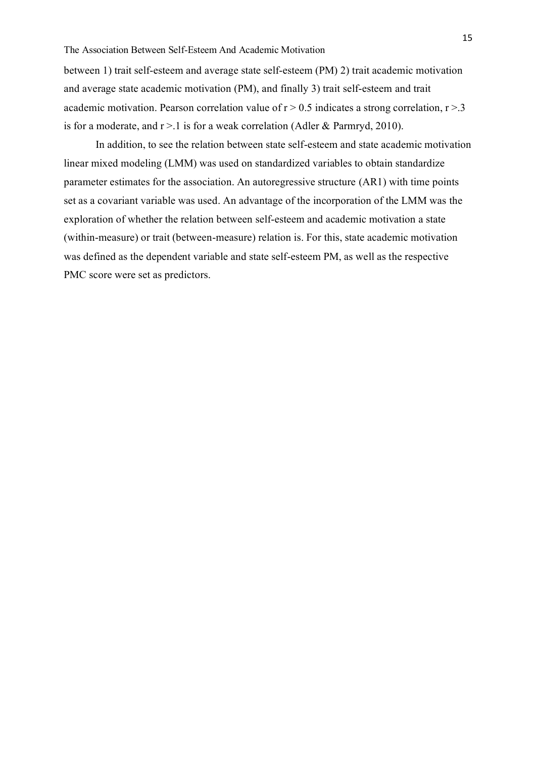between 1) trait self-esteem and average state self-esteem (PM) 2) trait academic motivation and average state academic motivation (PM), and finally 3) trait self-esteem and trait academic motivation. Pearson correlation value of $r > 0.5$ indicates a strong correlation, $r > .3$ is for a moderate, and $r > .1$ is for a weak correlation (Adler & Parmryd, 2010).

In addition, to see the relation between state self-esteem and state academic motivation linear mixed modeling (LMM) was used on standardized variables to obtain standardize parameter estimates for the association. An autoregressive structure (AR1) with time points set as a covariant variable was used. An advantage of the incorporation of the LMM was the exploration of whether the relation between self-esteem and academic motivation a state (within-measure) or trait (between-measure) relation is. For this, state academic motivation was defined as the dependent variable and state self-esteem PM, as well as the respective PMC score were set as predictors.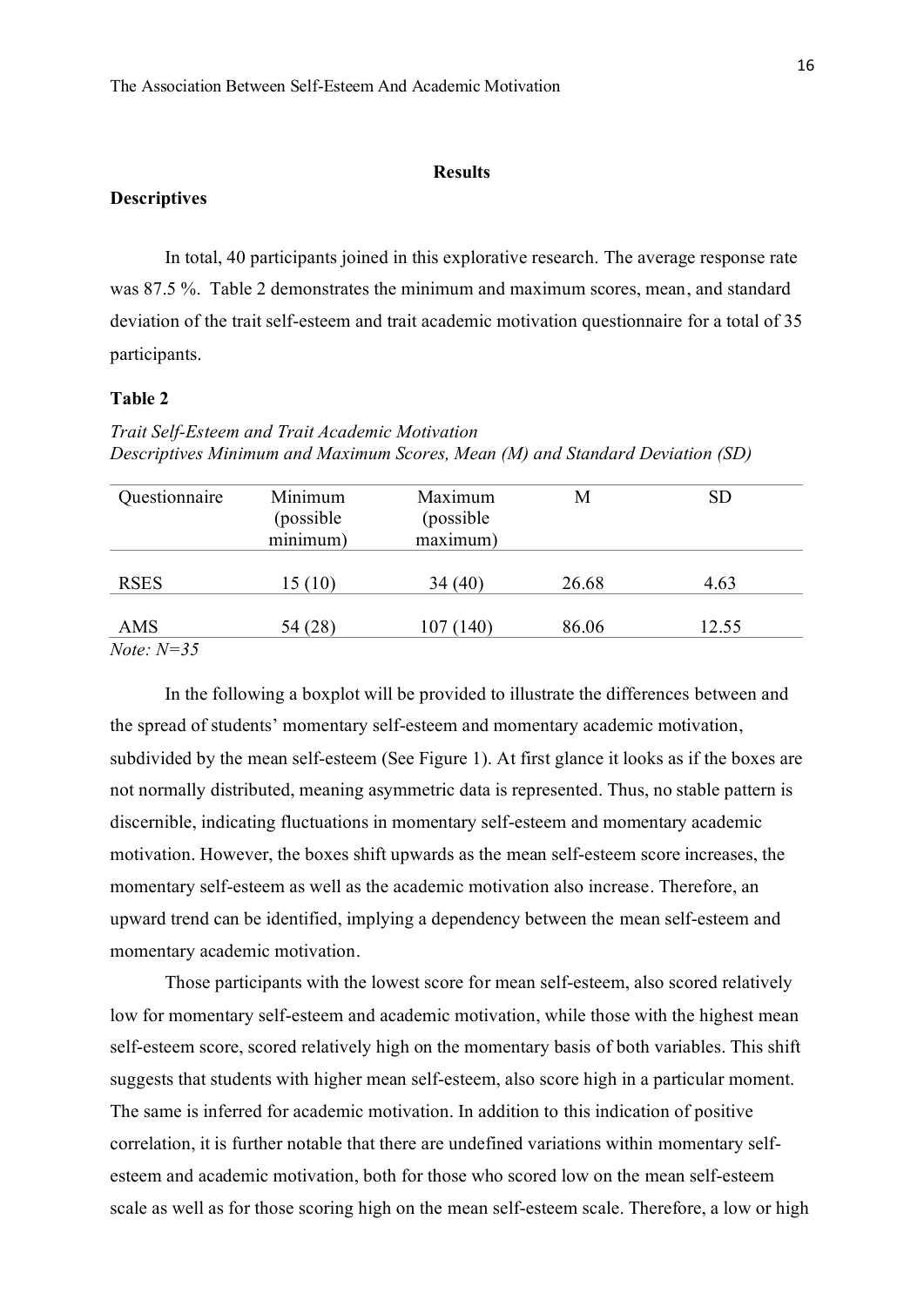## Results

### Descriptives

In total, 40 participants joined in this explorative research. The average response rate was 87.5 %. Table 2 demonstrates the minimum and maximum scores, mean, and standard deviation of the trait self-esteem and trait academic motivation questionnaire for a total of 35 participants.

**Table 2**

*Trait Self-Esteem and Trait Academic Motivation*
*Descriptives Minimum and Maximum Scores, Mean (M) and Standard Deviation (SD)*

| Questionnaire | Minimum (possible minimum) | Maximum (possible maximum) | M | SD |
|---|---|---|---|---|
| RSES | 15 (10) | 34 (40) | 26.68 | 4.63 |
| AMS | 54 (28) | 107 (140) | 86.06 | 12.55 |

*Note: N=35*

In the following a boxplot will be provided to illustrate the differences between and the spread of students' momentary self-esteem and momentary academic motivation, subdivided by the mean self-esteem (See Figure 1). At first glance it looks as if the boxes are not normally distributed, meaning asymmetric data is represented. Thus, no stable pattern is discernible, indicating fluctuations in momentary self-esteem and momentary academic motivation. However, the boxes shift upwards as the mean self-esteem score increases, the momentary self-esteem as well as the academic motivation also increase. Therefore, an upward trend can be identified, implying a dependency between the mean self-esteem and momentary academic motivation.

Those participants with the lowest score for mean self-esteem, also scored relatively low for momentary self-esteem and academic motivation, while those with the highest mean self-esteem score, scored relatively high on the momentary basis of both variables. This shift suggests that students with higher mean self-esteem, also score high in a particular moment. The same is inferred for academic motivation. In addition to this indication of positive correlation, it is further notable that there are undefined variations within momentary self-esteem and academic motivation, both for those who scored low on the mean self-esteem scale as well as for those scoring high on the mean self-esteem scale. Therefore, a low or high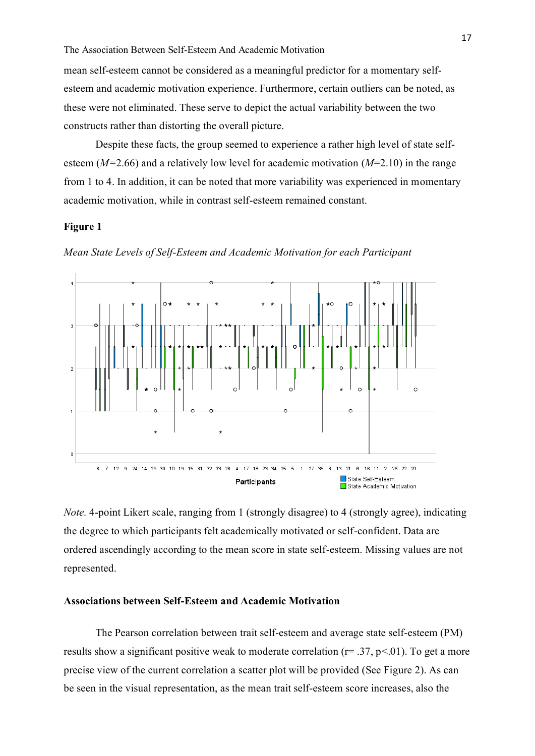mean self-esteem cannot be considered as a meaningful predictor for a momentary self-esteem and academic motivation experience. Furthermore, certain outliers can be noted, as these were not eliminated. These serve to depict the actual variability between the two constructs rather than distorting the overall picture.

Despite these facts, the group seemed to experience a rather high level of state self-esteem (*M*=2.66) and a relatively low level for academic motivation (*M*=2.10) in the range from 1 to 4. In addition, it can be noted that more variability was experienced in momentary academic motivation, while in contrast self-esteem remained constant.

**Figure 1**

*Mean State Levels of Self-Esteem and Academic Motivation for each Participant*

*Note.* 4-point Likert scale, ranging from 1 (strongly disagree) to 4 (strongly agree), indicating the degree to which participants felt academically motivated or self-confident. Data are ordered ascendingly according to the mean score in state self-esteem. Missing values are not represented.

## Associations between Self-Esteem and Academic Motivation

The Pearson correlation between trait self-esteem and average state self-esteem (PM) results show a significant positive weak to moderate correlation ($r = .37$, $p < .01$). To get a more precise view of the current correlation a scatter plot will be provided (See Figure 2). As can be seen in the visual representation, as the mean trait self-esteem score increases, also the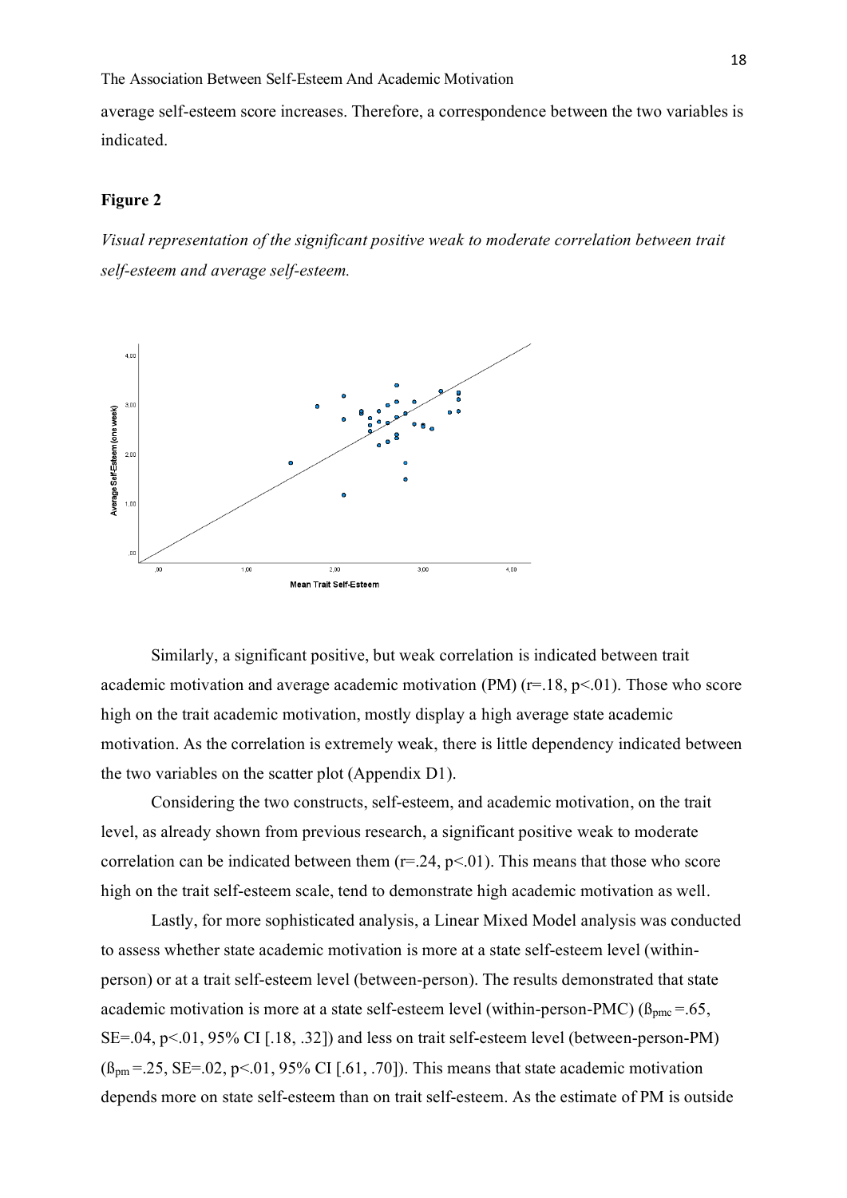average self-esteem score increases. Therefore, a correspondence between the two variables is indicated.

**Figure 2**

*Visual representation of the significant positive weak to moderate correlation between trait self-esteem and average self-esteem.*

Similarly, a significant positive, but weak correlation is indicated between trait academic motivation and average academic motivation (PM) ($r=.18$, $p<.01$). Those who score high on the trait academic motivation, mostly display a high average state academic motivation. As the correlation is extremely weak, there is little dependency indicated between the two variables on the scatter plot (Appendix D1).

Considering the two constructs, self-esteem, and academic motivation, on the trait level, as already shown from previous research, a significant positive weak to moderate correlation can be indicated between them ($r=.24$, $p<.01$). This means that those who score high on the trait self-esteem scale, tend to demonstrate high academic motivation as well.

Lastly, for more sophisticated analysis, a Linear Mixed Model analysis was conducted to assess whether state academic motivation is more at a state self-esteem level (within-person) or at a trait self-esteem level (between-person). The results demonstrated that state academic motivation is more at a state self-esteem level (within-person-PMC) ($ß_{pmc}=.65$, $SE=.04$, $p<.01$, 95% CI [.18, .32]) and less on trait self-esteem level (between-person-PM) ($ß_{pm}=.25$, $SE=.02$, $p<.01$, 95% CI [.61, .70]). This means that state academic motivation depends more on state self-esteem than on trait self-esteem. As the estimate of PM is outside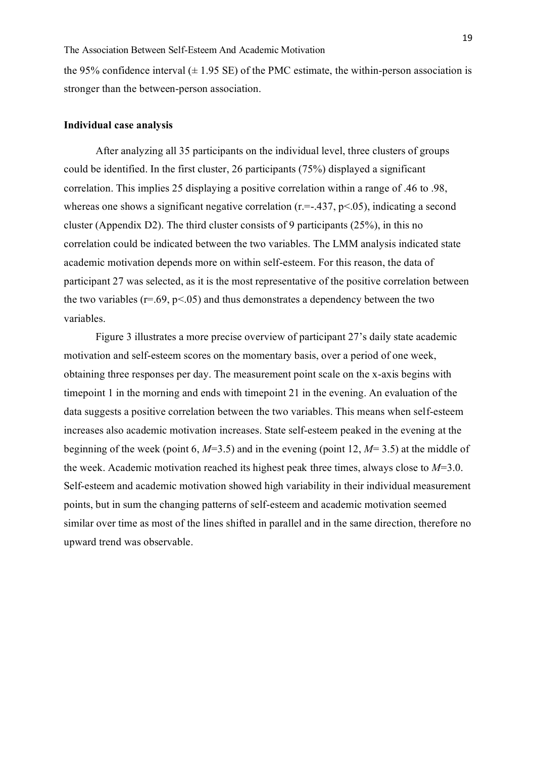the 95% confidence interval ($\pm$ 1.95 SE) of the PMC estimate, the within-person association is stronger than the between-person association.

**Individual case analysis**

After analyzing all 35 participants on the individual level, three clusters of groups could be identified. In the first cluster, 26 participants (75%) displayed a significant correlation. This implies 25 displaying a positive correlation within a range of .46 to .98, whereas one shows a significant negative correlation (r.=-.437, $p<.05$), indicating a second cluster (Appendix D2). The third cluster consists of 9 participants (25%), in this no correlation could be indicated between the two variables. The LMM analysis indicated state academic motivation depends more on within self-esteem. For this reason, the data of participant 27 was selected, as it is the most representative of the positive correlation between the two variables ($r=.69$, $p<.05$) and thus demonstrates a dependency between the two variables.

Figure 3 illustrates a more precise overview of participant 27's daily state academic motivation and self-esteem scores on the momentary basis, over a period of one week, obtaining three responses per day. The measurement point scale on the x-axis begins with timepoint 1 in the morning and ends with timepoint 21 in the evening. An evaluation of the data suggests a positive correlation between the two variables. This means when self-esteem increases also academic motivation increases. State self-esteem peaked in the evening at the beginning of the week (point 6, $M$=3.5) and in the evening (point 12, $M$= 3.5) at the middle of the week. Academic motivation reached its highest peak three times, always close to $M$=3.0. Self-esteem and academic motivation showed high variability in their individual measurement points, but in sum the changing patterns of self-esteem and academic motivation seemed similar over time as most of the lines shifted in parallel and in the same direction, therefore no upward trend was observable.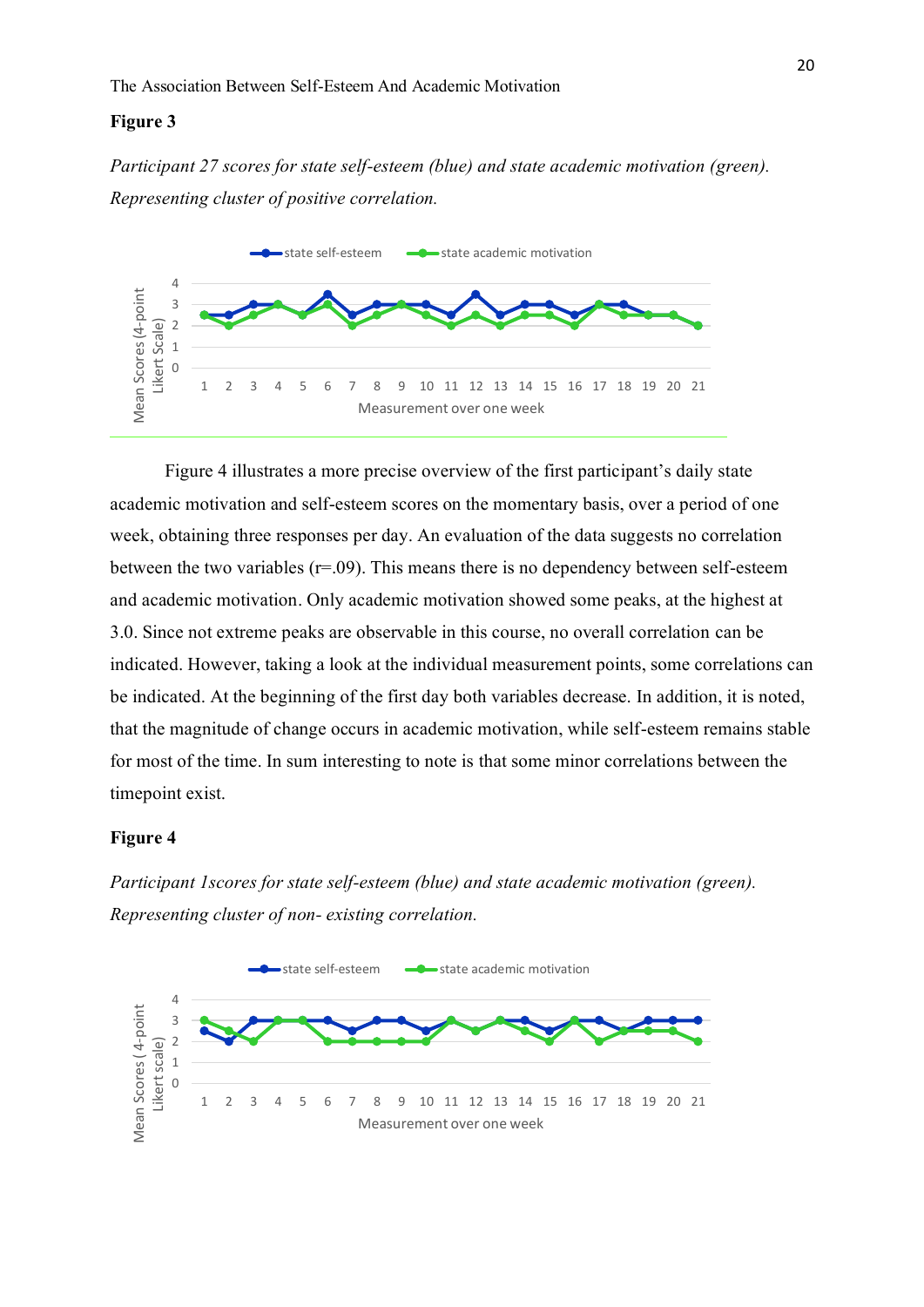**Figure 3**

*Participant 27 scores for state self-esteem (blue) and state academic motivation (green). Representing cluster of positive correlation.*

Figure 4 illustrates a more precise overview of the first participant's daily state academic motivation and self-esteem scores on the momentary basis, over a period of one week, obtaining three responses per day. An evaluation of the data suggests no correlation between the two variables (r=.09). This means there is no dependency between self-esteem and academic motivation. Only academic motivation showed some peaks, at the highest at 3.0. Since not extreme peaks are observable in this course, no overall correlation can be indicated. However, taking a look at the individual measurement points, some correlations can be indicated. At the beginning of the first day both variables decrease. In addition, it is noted, that the magnitude of change occurs in academic motivation, while self-esteem remains stable for most of the time. In sum interesting to note is that some minor correlations between the timepoint exist.

**Figure 4**

*Participant 1scores for state self-esteem (blue) and state academic motivation (green). Representing cluster of non- existing correlation.*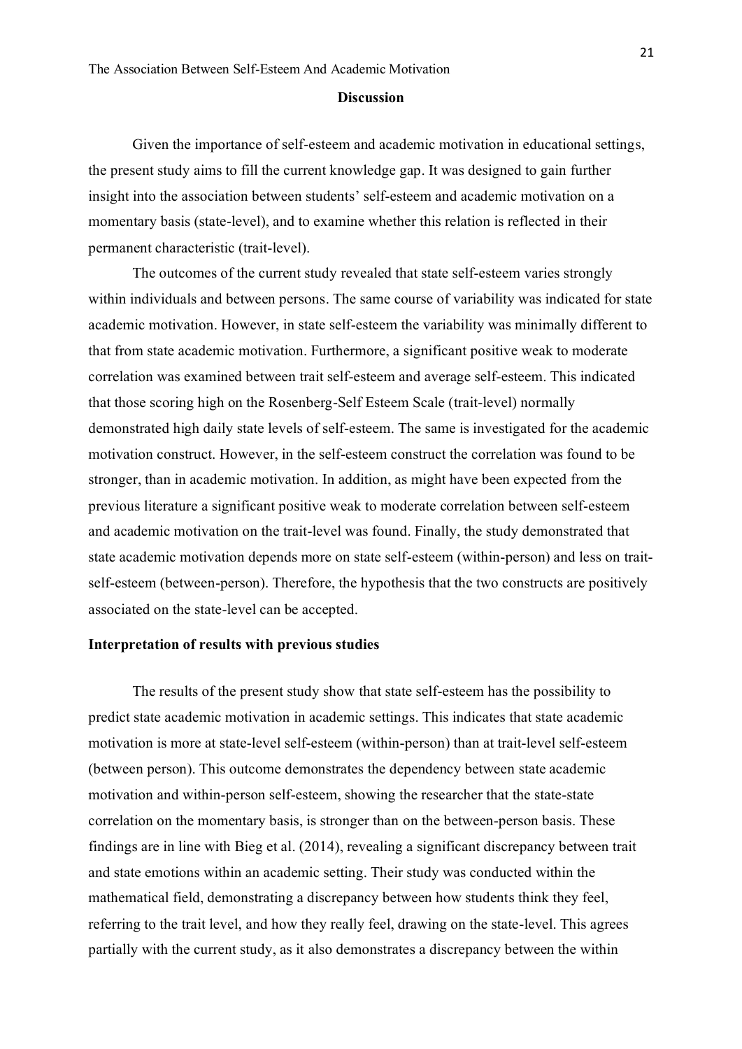## Discussion

Given the importance of self-esteem and academic motivation in educational settings, the present study aims to fill the current knowledge gap. It was designed to gain further insight into the association between students' self-esteem and academic motivation on a momentary basis (state-level), and to examine whether this relation is reflected in their permanent characteristic (trait-level).

The outcomes of the current study revealed that state self-esteem varies strongly within individuals and between persons. The same course of variability was indicated for state academic motivation. However, in state self-esteem the variability was minimally different to that from state academic motivation. Furthermore, a significant positive weak to moderate correlation was examined between trait self-esteem and average self-esteem. This indicated that those scoring high on the Rosenberg-Self Esteem Scale (trait-level) normally demonstrated high daily state levels of self-esteem. The same is investigated for the academic motivation construct. However, in the self-esteem construct the correlation was found to be stronger, than in academic motivation. In addition, as might have been expected from the previous literature a significant positive weak to moderate correlation between self-esteem and academic motivation on the trait-level was found. Finally, the study demonstrated that state academic motivation depends more on state self-esteem (within-person) and less on trait-self-esteem (between-person). Therefore, the hypothesis that the two constructs are positively associated on the state-level can be accepted.

### Interpretation of results with previous studies

The results of the present study show that state self-esteem has the possibility to predict state academic motivation in academic settings. This indicates that state academic motivation is more at state-level self-esteem (within-person) than at trait-level self-esteem (between person). This outcome demonstrates the dependency between state academic motivation and within-person self-esteem, showing the researcher that the state-state correlation on the momentary basis, is stronger than on the between-person basis. These findings are in line with Bieg et al. (2014), revealing a significant discrepancy between trait and state emotions within an academic setting. Their study was conducted within the mathematical field, demonstrating a discrepancy between how students think they feel, referring to the trait level, and how they really feel, drawing on the state-level. This agrees partially with the current study, as it also demonstrates a discrepancy between the within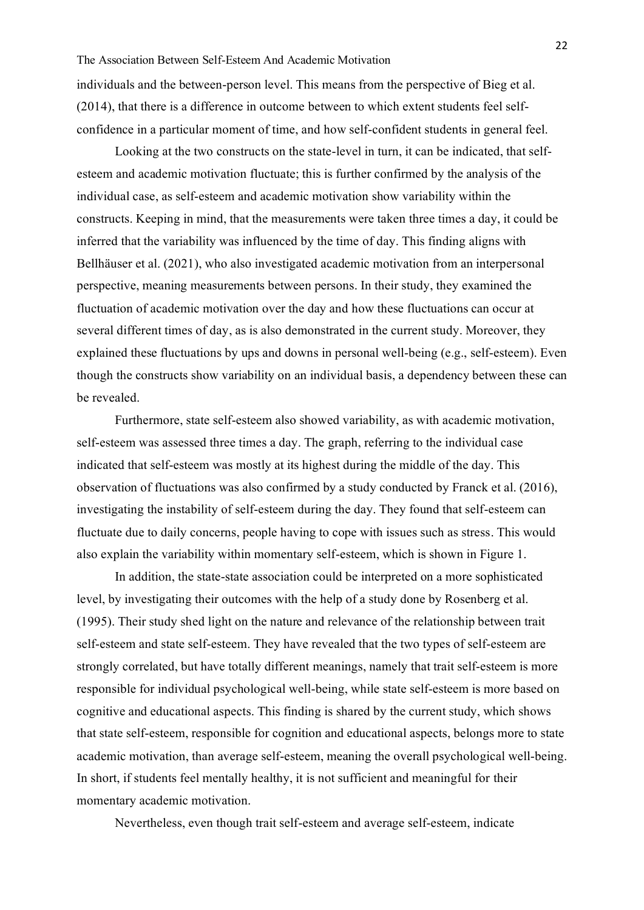individuals and the between-person level. This means from the perspective of Bieg et al. (2014), that there is a difference in outcome between to which extent students feel self-confidence in a particular moment of time, and how self-confident students in general feel.

Looking at the two constructs on the state-level in turn, it can be indicated, that self-esteem and academic motivation fluctuate; this is further confirmed by the analysis of the individual case, as self-esteem and academic motivation show variability within the constructs. Keeping in mind, that the measurements were taken three times a day, it could be inferred that the variability was influenced by the time of day. This finding aligns with Bellhäuser et al. (2021), who also investigated academic motivation from an interpersonal perspective, meaning measurements between persons. In their study, they examined the fluctuation of academic motivation over the day and how these fluctuations can occur at several different times of day, as is also demonstrated in the current study. Moreover, they explained these fluctuations by ups and downs in personal well-being (e.g., self-esteem). Even though the constructs show variability on an individual basis, a dependency between these can be revealed.

Furthermore, state self-esteem also showed variability, as with academic motivation, self-esteem was assessed three times a day. The graph, referring to the individual case indicated that self-esteem was mostly at its highest during the middle of the day. This observation of fluctuations was also confirmed by a study conducted by Franck et al. (2016), investigating the instability of self-esteem during the day. They found that self-esteem can fluctuate due to daily concerns, people having to cope with issues such as stress. This would also explain the variability within momentary self-esteem, which is shown in Figure 1.

In addition, the state-state association could be interpreted on a more sophisticated level, by investigating their outcomes with the help of a study done by Rosenberg et al. (1995). Their study shed light on the nature and relevance of the relationship between trait self-esteem and state self-esteem. They have revealed that the two types of self-esteem are strongly correlated, but have totally different meanings, namely that trait self-esteem is more responsible for individual psychological well-being, while state self-esteem is more based on cognitive and educational aspects. This finding is shared by the current study, which shows that state self-esteem, responsible for cognition and educational aspects, belongs more to state academic motivation, than average self-esteem, meaning the overall psychological well-being. In short, if students feel mentally healthy, it is not sufficient and meaningful for their momentary academic motivation.

Nevertheless, even though trait self-esteem and average self-esteem, indicate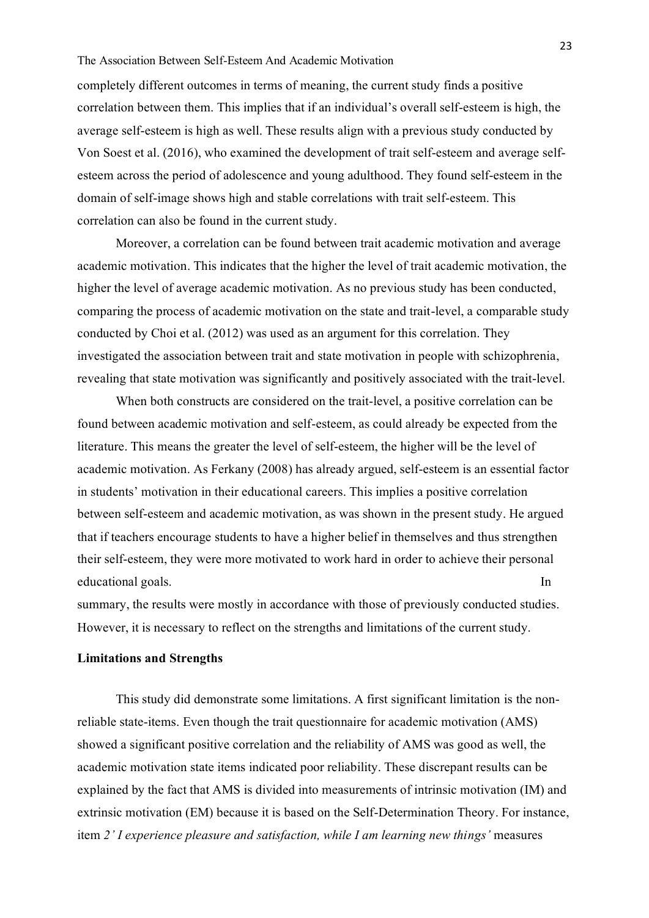completely different outcomes in terms of meaning, the current study finds a positive correlation between them. This implies that if an individual's overall self-esteem is high, the average self-esteem is high as well. These results align with a previous study conducted by Von Soest et al. (2016), who examined the development of trait self-esteem and average self-esteem across the period of adolescence and young adulthood. They found self-esteem in the domain of self-image shows high and stable correlations with trait self-esteem. This correlation can also be found in the current study.

Moreover, a correlation can be found between trait academic motivation and average academic motivation. This indicates that the higher the level of trait academic motivation, the higher the level of average academic motivation. As no previous study has been conducted, comparing the process of academic motivation on the state and trait-level, a comparable study conducted by Choi et al. (2012) was used as an argument for this correlation. They investigated the association between trait and state motivation in people with schizophrenia, revealing that state motivation was significantly and positively associated with the trait-level.

When both constructs are considered on the trait-level, a positive correlation can be found between academic motivation and self-esteem, as could already be expected from the literature. This means the greater the level of self-esteem, the higher will be the level of academic motivation. As Ferkany (2008) has already argued, self-esteem is an essential factor in students' motivation in their educational careers. This implies a positive correlation between self-esteem and academic motivation, as was shown in the present study. He argued that if teachers encourage students to have a higher belief in themselves and thus strengthen their self-esteem, they were more motivated to work hard in order to achieve their personal educational goals.

In summary, the results were mostly in accordance with those of previously conducted studies. However, it is necessary to reflect on the strengths and limitations of the current study.

**Limitations and Strengths**

This study did demonstrate some limitations. A first significant limitation is the non-reliable state-items. Even though the trait questionnaire for academic motivation (AMS) showed a significant positive correlation and the reliability of AMS was good as well, the academic motivation state items indicated poor reliability. These discrepant results can be explained by the fact that AMS is divided into measurements of intrinsic motivation (IM) and extrinsic motivation (EM) because it is based on the Self-Determination Theory. For instance, item *2' I experience pleasure and satisfaction, while I am learning new things'* measures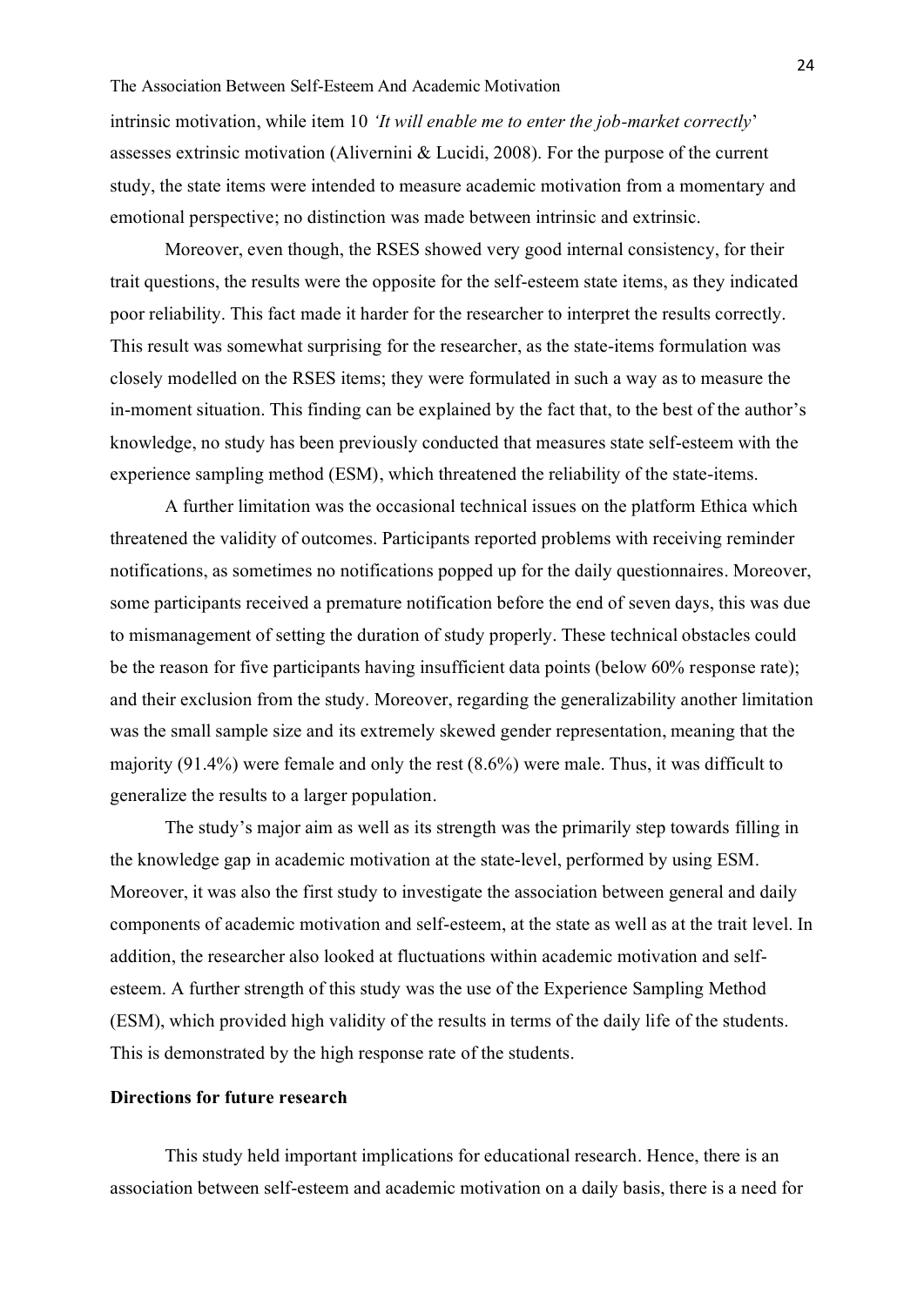intrinsic motivation, while item 10 *'It will enable me to enter the job-market correctly'* assesses extrinsic motivation (Alivernini & Lucidi, 2008). For the purpose of the current study, the state items were intended to measure academic motivation from a momentary and emotional perspective; no distinction was made between intrinsic and extrinsic.

Moreover, even though, the RSES showed very good internal consistency, for their trait questions, the results were the opposite for the self-esteem state items, as they indicated poor reliability. This fact made it harder for the researcher to interpret the results correctly. This result was somewhat surprising for the researcher, as the state-items formulation was closely modelled on the RSES items; they were formulated in such a way as to measure the in-moment situation. This finding can be explained by the fact that, to the best of the author's knowledge, no study has been previously conducted that measures state self-esteem with the experience sampling method (ESM), which threatened the reliability of the state-items.

A further limitation was the occasional technical issues on the platform Ethica which threatened the validity of outcomes. Participants reported problems with receiving reminder notifications, as sometimes no notifications popped up for the daily questionnaires. Moreover, some participants received a premature notification before the end of seven days, this was due to mismanagement of setting the duration of study properly. These technical obstacles could be the reason for five participants having insufficient data points (below 60% response rate); and their exclusion from the study. Moreover, regarding the generalizability another limitation was the small sample size and its extremely skewed gender representation, meaning that the majority (91.4%) were female and only the rest (8.6%) were male. Thus, it was difficult to generalize the results to a larger population.

The study's major aim as well as its strength was the primarily step towards filling in the knowledge gap in academic motivation at the state-level, performed by using ESM. Moreover, it was also the first study to investigate the association between general and daily components of academic motivation and self-esteem, at the state as well as at the trait level. In addition, the researcher also looked at fluctuations within academic motivation and self-esteem. A further strength of this study was the use of the Experience Sampling Method (ESM), which provided high validity of the results in terms of the daily life of the students. This is demonstrated by the high response rate of the students.

**Directions for future research**

This study held important implications for educational research. Hence, there is an association between self-esteem and academic motivation on a daily basis, there is a need for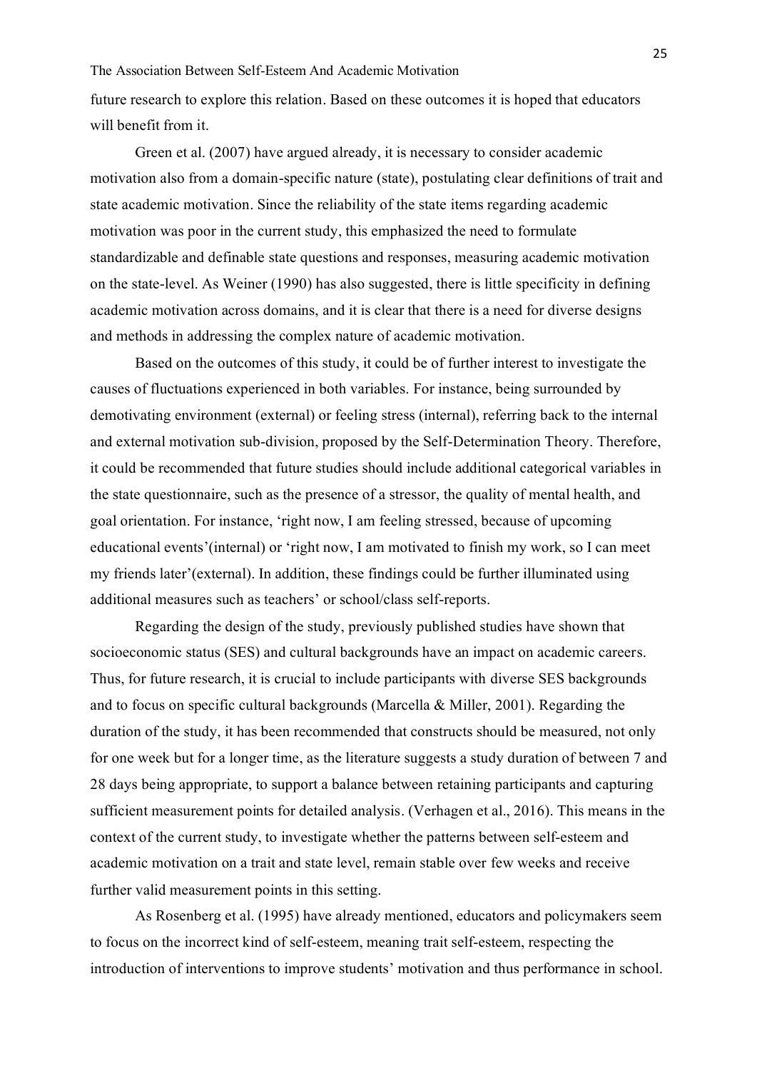future research to explore this relation. Based on these outcomes it is hoped that educators will benefit from it.

Green et al. (2007) have argued already, it is necessary to consider academic motivation also from a domain-specific nature (state), postulating clear definitions of trait and state academic motivation. Since the reliability of the state items regarding academic motivation was poor in the current study, this emphasized the need to formulate standardizable and definable state questions and responses, measuring academic motivation on the state-level. As Weiner (1990) has also suggested, there is little specificity in defining academic motivation across domains, and it is clear that there is a need for diverse designs and methods in addressing the complex nature of academic motivation.

Based on the outcomes of this study, it could be of further interest to investigate the causes of fluctuations experienced in both variables. For instance, being surrounded by demotivating environment (external) or feeling stress (internal), referring back to the internal and external motivation sub-division, proposed by the Self-Determination Theory. Therefore, it could be recommended that future studies should include additional categorical variables in the state questionnaire, such as the presence of a stressor, the quality of mental health, and goal orientation. For instance, 'right now, I am feeling stressed, because of upcoming educational events'(internal) or 'right now, I am motivated to finish my work, so I can meet my friends later'(external). In addition, these findings could be further illuminated using additional measures such as teachers' or school/class self-reports.

Regarding the design of the study, previously published studies have shown that socioeconomic status (SES) and cultural backgrounds have an impact on academic careers. Thus, for future research, it is crucial to include participants with diverse SES backgrounds and to focus on specific cultural backgrounds (Marcella & Miller, 2001). Regarding the duration of the study, it has been recommended that constructs should be measured, not only for one week but for a longer time, as the literature suggests a study duration of between 7 and 28 days being appropriate, to support a balance between retaining participants and capturing sufficient measurement points for detailed analysis. (Verhagen et al., 2016). This means in the context of the current study, to investigate whether the patterns between self-esteem and academic motivation on a trait and state level, remain stable over few weeks and receive further valid measurement points in this setting.

As Rosenberg et al. (1995) have already mentioned, educators and policymakers seem to focus on the incorrect kind of self-esteem, meaning trait self-esteem, respecting the introduction of interventions to improve students' motivation and thus performance in school.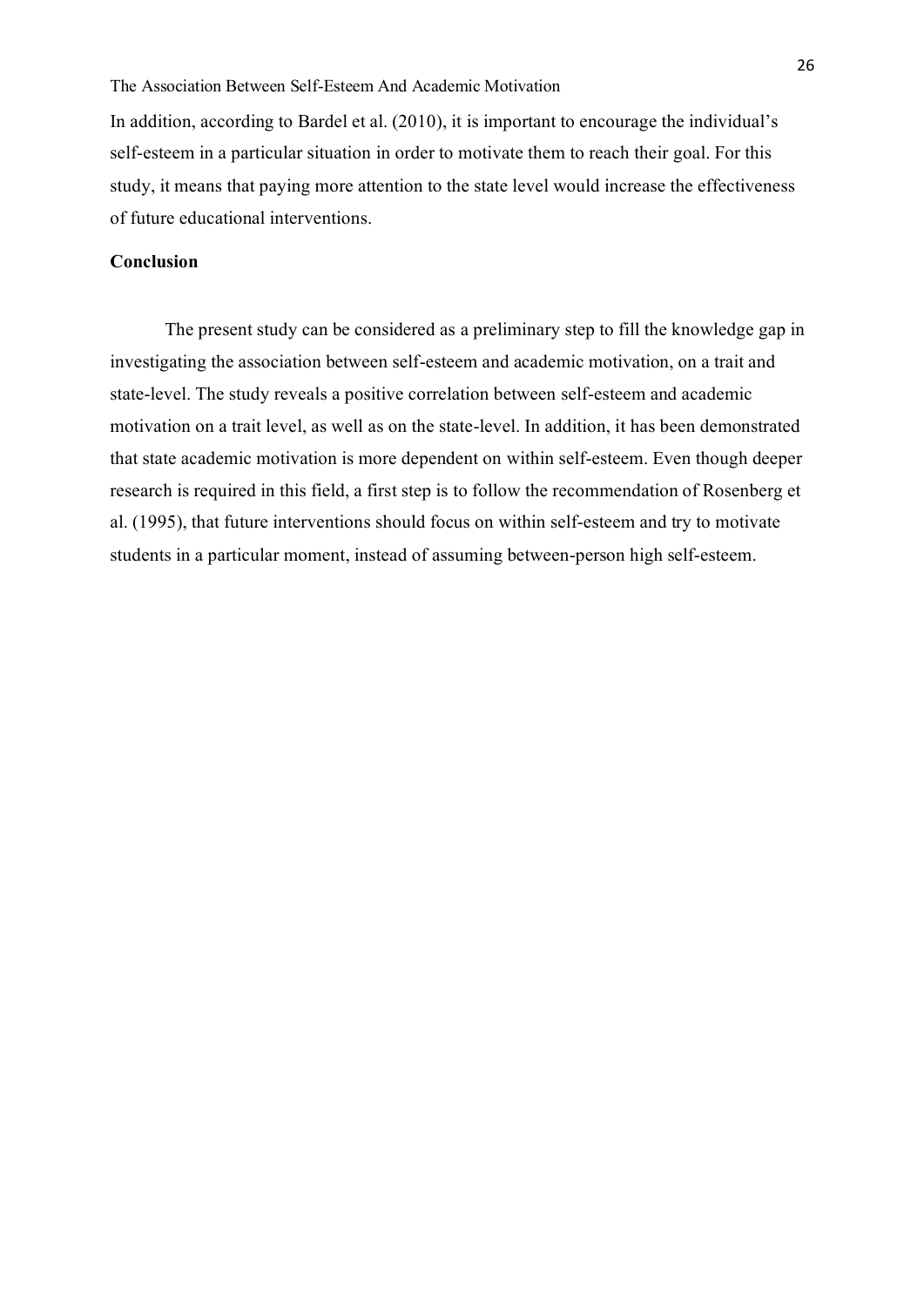In addition, according to Bardel et al. (2010), it is important to encourage the individual's self-esteem in a particular situation in order to motivate them to reach their goal. For this study, it means that paying more attention to the state level would increase the effectiveness of future educational interventions.

## Conclusion

The present study can be considered as a preliminary step to fill the knowledge gap in investigating the association between self-esteem and academic motivation, on a trait and state-level. The study reveals a positive correlation between self-esteem and academic motivation on a trait level, as well as on the state-level. In addition, it has been demonstrated that state academic motivation is more dependent on within self-esteem. Even though deeper research is required in this field, a first step is to follow the recommendation of Rosenberg et al. (1995), that future interventions should focus on within self-esteem and try to motivate students in a particular moment, instead of assuming between-person high self-esteem.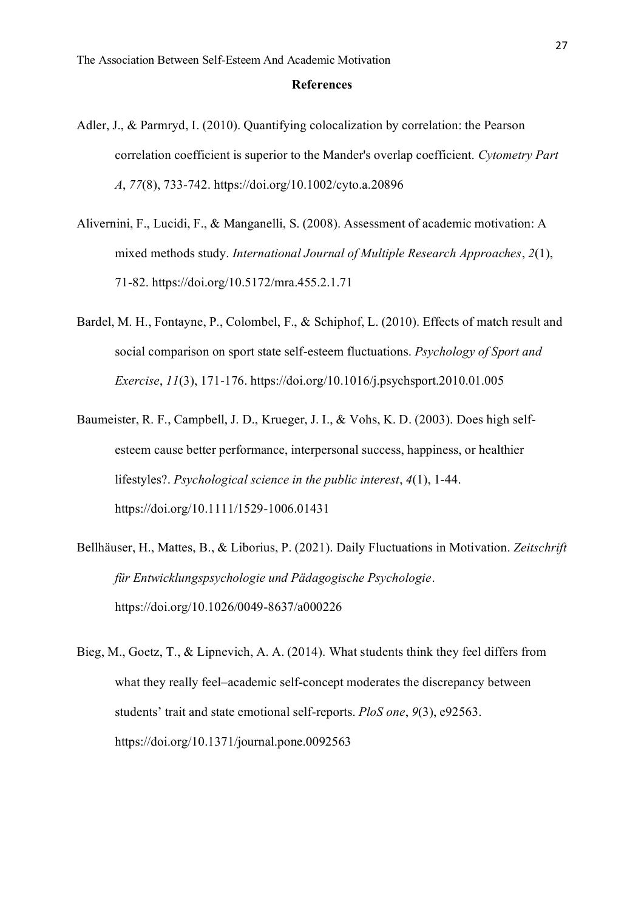## References

Adler, J., & Parmryd, I. (2010). Quantifying colocalization by correlation: the Pearson correlation coefficient is superior to the Mander's overlap coefficient. *Cytometry Part A*, *77*(8), 733-742. https://doi.org/10.1002/cyto.a.20896

Alivernini, F., Lucidi, F., & Manganelli, S. (2008). Assessment of academic motivation: A mixed methods study. *International Journal of Multiple Research Approaches*, *2*(1), 71-82. https://doi.org/10.5172/mra.455.2.1.71

Bardel, M. H., Fontayne, P., Colombel, F., & Schiphof, L. (2010). Effects of match result and social comparison on sport state self-esteem fluctuations. *Psychology of Sport and Exercise*, *11*(3), 171-176. https://doi.org/10.1016/j.psychsport.2010.01.005

Baumeister, R. F., Campbell, J. D., Krueger, J. I., & Vohs, K. D. (2003). Does high self-esteem cause better performance, interpersonal success, happiness, or healthier lifestyles?. *Psychological science in the public interest*, *4*(1), 1-44. https://doi.org/10.1111/1529-1006.01431

Bellhäuser, H., Mattes, B., & Liborius, P. (2021). Daily Fluctuations in Motivation. *Zeitschrift für Entwicklungspsychologie und Pädagogische Psychologie*. https://doi.org/10.1026/0049-8637/a000226

Bieg, M., Goetz, T., & Lipnevich, A. A. (2014). What students think they feel differs from what they really feel–academic self-concept moderates the discrepancy between students' trait and state emotional self-reports. *PloS one*, *9*(3), e92563. https://doi.org/10.1371/journal.pone.0092563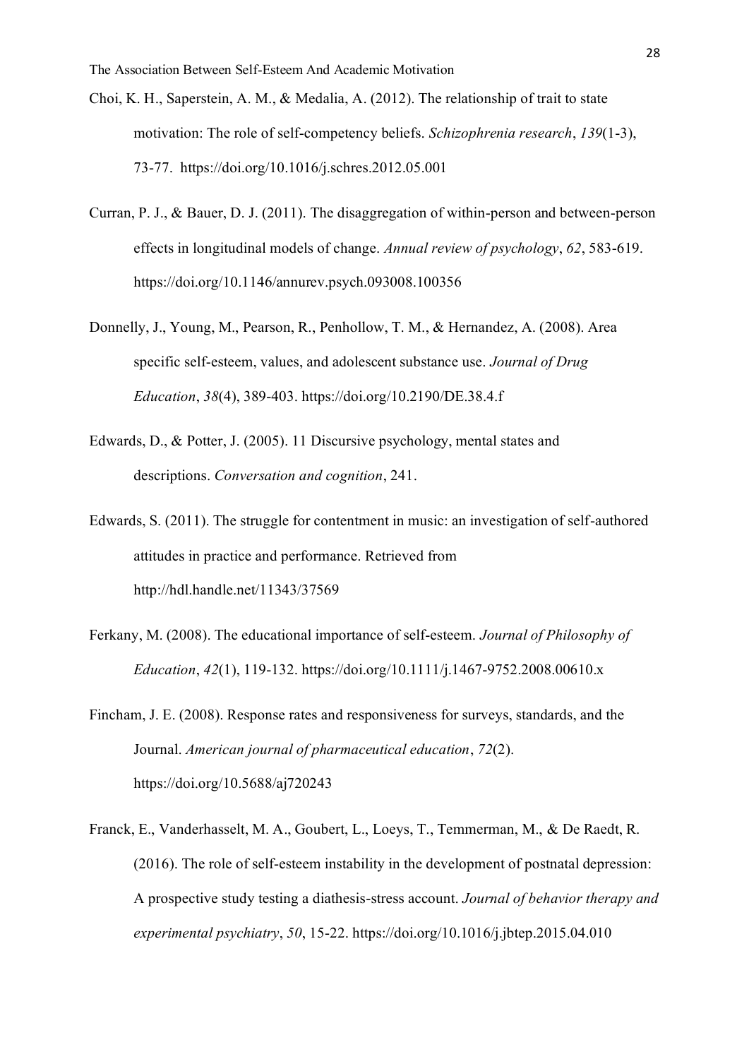Choi, K. H., Saperstein, A. M., & Medalia, A. (2012). The relationship of trait to state motivation: The role of self-competency beliefs. *Schizophrenia research*, *139*(1-3), 73-77. https://doi.org/10.1016/j.schres.2012.05.001

Curran, P. J., & Bauer, D. J. (2011). The disaggregation of within-person and between-person effects in longitudinal models of change. *Annual review of psychology*, *62*, 583-619. https://doi.org/10.1146/annurev.psych.093008.100356

Donnelly, J., Young, M., Pearson, R., Penhollow, T. M., & Hernandez, A. (2008). Area specific self-esteem, values, and adolescent substance use. *Journal of Drug Education*, *38*(4), 389-403. https://doi.org/10.2190/DE.38.4.f

Edwards, D., & Potter, J. (2005). 11 Discursive psychology, mental states and descriptions. *Conversation and cognition*, 241.

Edwards, S. (2011). The struggle for contentment in music: an investigation of self-authored attitudes in practice and performance. Retrieved from http://hdl.handle.net/11343/37569

Ferkany, M. (2008). The educational importance of self-esteem. *Journal of Philosophy of Education*, *42*(1), 119-132. https://doi.org/10.1111/j.1467-9752.2008.00610.x

Fincham, J. E. (2008). Response rates and responsiveness for surveys, standards, and the Journal. *American journal of pharmaceutical education*, *72*(2). https://doi.org/10.5688/aj720243

Franck, E., Vanderhasselt, M. A., Goubert, L., Loeys, T., Temmerman, M., & De Raedt, R. (2016). The role of self-esteem instability in the development of postnatal depression: A prospective study testing a diathesis-stress account. *Journal of behavior therapy and experimental psychiatry*, *50*, 15-22. https://doi.org/10.1016/j.jbtep.2015.04.010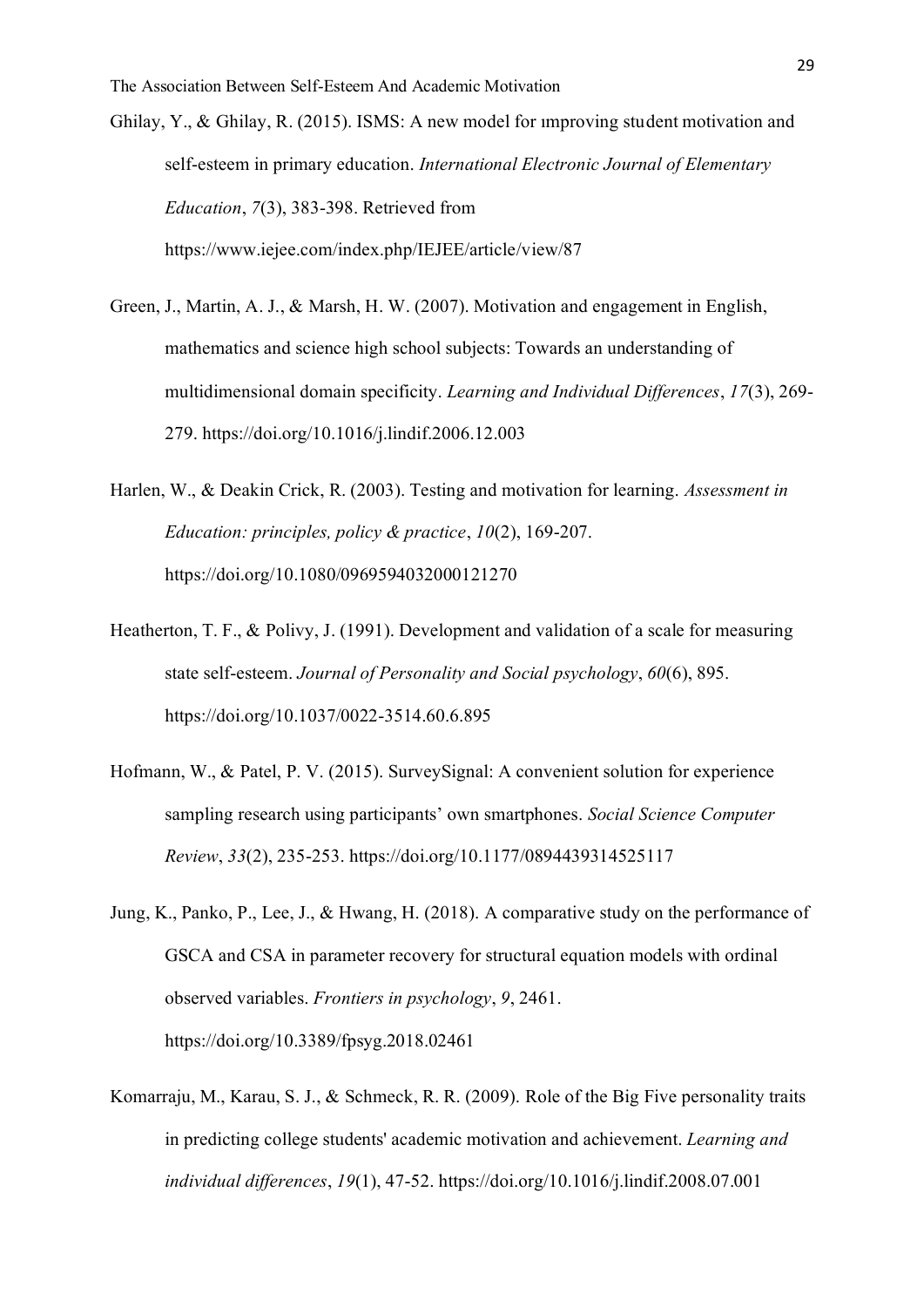Ghilay, Y., & Ghilay, R. (2015). ISMS: A new model for ımproving student motivation and self-esteem in primary education. *International Electronic Journal of Elementary Education*, *7*(3), 383-398. Retrieved from https://www.iejee.com/index.php/IEJEE/article/view/87

Green, J., Martin, A. J., & Marsh, H. W. (2007). Motivation and engagement in English, mathematics and science high school subjects: Towards an understanding of multidimensional domain specificity. *Learning and Individual Differences*, *17*(3), 269-279. https://doi.org/10.1016/j.lindif.2006.12.003

Harlen, W., & Deakin Crick, R. (2003). Testing and motivation for learning. *Assessment in Education: principles, policy & practice*, *10*(2), 169-207. https://doi.org/10.1080/0969594032000121270

Heatherton, T. F., & Polivy, J. (1991). Development and validation of a scale for measuring state self-esteem. *Journal of Personality and Social psychology*, *60*(6), 895. https://doi.org/10.1037/0022-3514.60.6.895

Hofmann, W., & Patel, P. V. (2015). SurveySignal: A convenient solution for experience sampling research using participants' own smartphones. *Social Science Computer Review*, *33*(2), 235-253. https://doi.org/10.1177/0894439314525117

Jung, K., Panko, P., Lee, J., & Hwang, H. (2018). A comparative study on the performance of GSCA and CSA in parameter recovery for structural equation models with ordinal observed variables. *Frontiers in psychology*, *9*, 2461. https://doi.org/10.3389/fpsyg.2018.02461

Komarraju, M., Karau, S. J., & Schmeck, R. R. (2009). Role of the Big Five personality traits in predicting college students' academic motivation and achievement. *Learning and individual differences*, *19*(1), 47-52. https://doi.org/10.1016/j.lindif.2008.07.001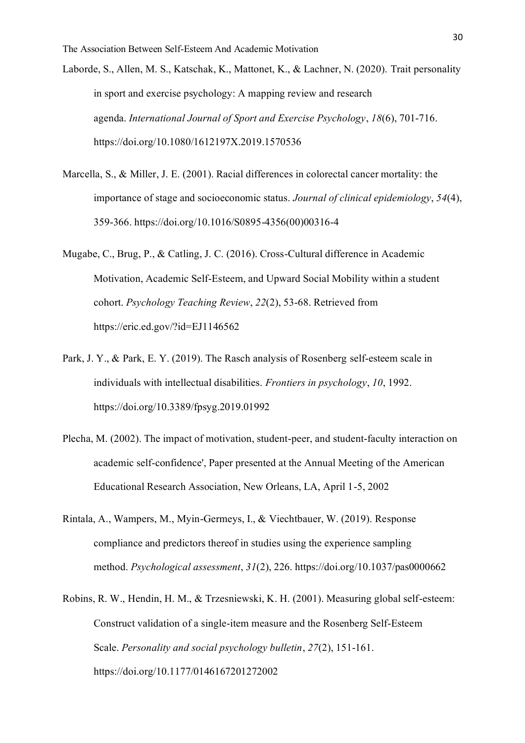Laborde, S., Allen, M. S., Katschak, K., Mattonet, K., & Lachner, N. (2020). Trait personality in sport and exercise psychology: A mapping review and research agenda. *International Journal of Sport and Exercise Psychology*, *18*(6), 701-716. https://doi.org/10.1080/1612197X.2019.1570536

Marcella, S., & Miller, J. E. (2001). Racial differences in colorectal cancer mortality: the importance of stage and socioeconomic status. *Journal of clinical epidemiology*, *54*(4), 359-366. https://doi.org/10.1016/S0895-4356(00)00316-4

Mugabe, C., Brug, P., & Catling, J. C. (2016). Cross-Cultural difference in Academic Motivation, Academic Self-Esteem, and Upward Social Mobility within a student cohort. *Psychology Teaching Review*, *22*(2), 53-68. Retrieved from https://eric.ed.gov/?id=EJ1146562

Park, J. Y., & Park, E. Y. (2019). The Rasch analysis of Rosenberg self-esteem scale in individuals with intellectual disabilities. *Frontiers in psychology*, *10*, 1992. https://doi.org/10.3389/fpsyg.2019.01992

Plecha, M. (2002). The impact of motivation, student-peer, and student-faculty interaction on academic self-confidence', Paper presented at the Annual Meeting of the American Educational Research Association, New Orleans, LA, April 1-5, 2002

Rintala, A., Wampers, M., Myin-Germeys, I., & Viechtbauer, W. (2019). Response compliance and predictors thereof in studies using the experience sampling method. *Psychological assessment*, *31*(2), 226. https://doi.org/10.1037/pas0000662

Robins, R. W., Hendin, H. M., & Trzesniewski, K. H. (2001). Measuring global self-esteem: Construct validation of a single-item measure and the Rosenberg Self-Esteem Scale. *Personality and social psychology bulletin*, *27*(2), 151-161. https://doi.org/10.1177/0146167201272002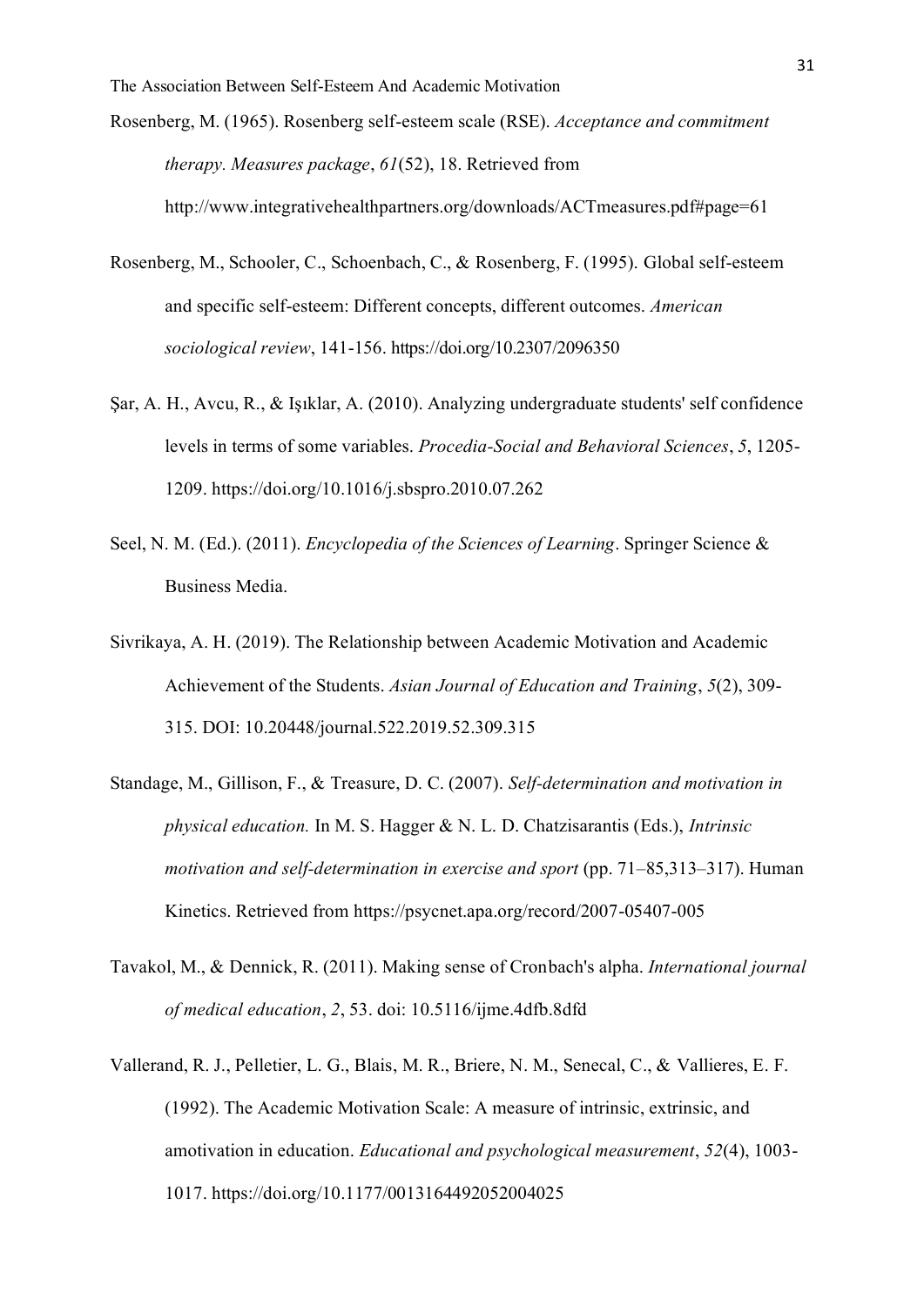Rosenberg, M. (1965). Rosenberg self-esteem scale (RSE). *Acceptance and commitment therapy. Measures package*, *61*(52), 18. Retrieved from http://www.integrativehealthpartners.org/downloads/ACTmeasures.pdf#page=61

Rosenberg, M., Schooler, C., Schoenbach, C., & Rosenberg, F. (1995). Global self-esteem and specific self-esteem: Different concepts, different outcomes. *American sociological review*, 141-156. https://doi.org/10.2307/2096350

Şar, A. H., Avcu, R., & Işıklar, A. (2010). Analyzing undergraduate students' self confidence levels in terms of some variables. *Procedia-Social and Behavioral Sciences*, *5*, 1205-1209. https://doi.org/10.1016/j.sbspro.2010.07.262

Seel, N. M. (Ed.). (2011). *Encyclopedia of the Sciences of Learning*. Springer Science & Business Media.

Sivrikaya, A. H. (2019). The Relationship between Academic Motivation and Academic Achievement of the Students. *Asian Journal of Education and Training*, *5*(2), 309-315. DOI: 10.20448/journal.522.2019.52.309.315

Standage, M., Gillison, F., & Treasure, D. C. (2007). *Self-determination and motivation in physical education.* In M. S. Hagger & N. L. D. Chatzisarantis (Eds.), *Intrinsic motivation and self-determination in exercise and sport* (pp. 71–85,313–317). Human Kinetics. Retrieved from https://psycnet.apa.org/record/2007-05407-005

Tavakol, M., & Dennick, R. (2011). Making sense of Cronbach's alpha. *International journal of medical education*, *2*, 53. doi: 10.5116/ijme.4dfb.8dfd

Vallerand, R. J., Pelletier, L. G., Blais, M. R., Briere, N. M., Senecal, C., & Vallieres, E. F. (1992). The Academic Motivation Scale: A measure of intrinsic, extrinsic, and amotivation in education. *Educational and psychological measurement*, *52*(4), 1003-1017. https://doi.org/10.1177/0013164492052004025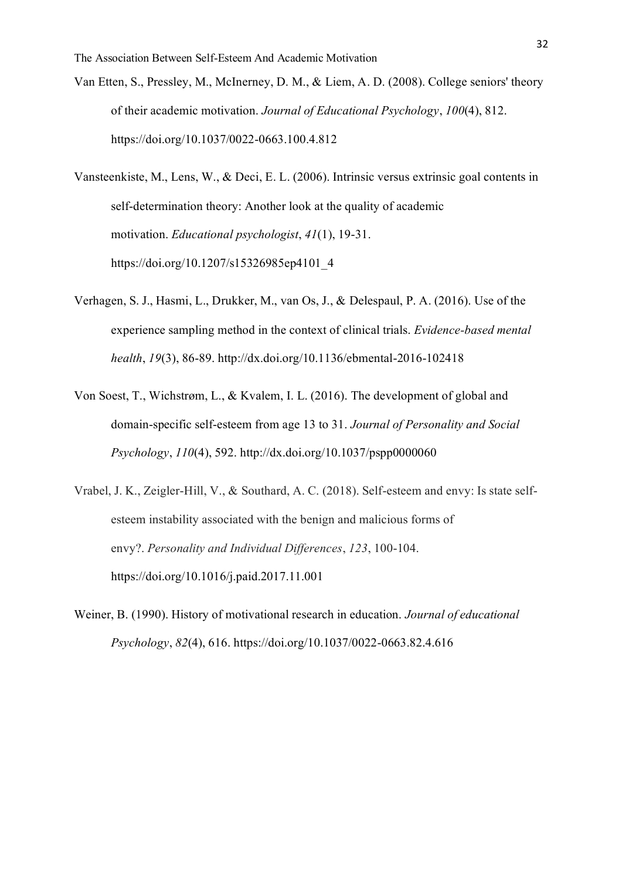Van Etten, S., Pressley, M., McInerney, D. M., & Liem, A. D. (2008). College seniors' theory of their academic motivation. *Journal of Educational Psychology*, *100*(4), 812. https://doi.org/10.1037/0022-0663.100.4.812

Vansteenkiste, M., Lens, W., & Deci, E. L. (2006). Intrinsic versus extrinsic goal contents in self-determination theory: Another look at the quality of academic motivation. *Educational psychologist*, *41*(1), 19-31. https://doi.org/10.1207/s15326985ep4101_4

Verhagen, S. J., Hasmi, L., Drukker, M., van Os, J., & Delespaul, P. A. (2016). Use of the experience sampling method in the context of clinical trials. *Evidence-based mental health*, *19*(3), 86-89. http://dx.doi.org/10.1136/ebmental-2016-102418

Von Soest, T., Wichstrøm, L., & Kvalem, I. L. (2016). The development of global and domain-specific self-esteem from age 13 to 31. *Journal of Personality and Social Psychology*, *110*(4), 592. http://dx.doi.org/10.1037/pspp0000060

Vrabel, J. K., Zeigler-Hill, V., & Southard, A. C. (2018). Self-esteem and envy: Is state self-esteem instability associated with the benign and malicious forms of envy?. *Personality and Individual Differences*, *123*, 100-104. https://doi.org/10.1016/j.paid.2017.11.001

Weiner, B. (1990). History of motivational research in education. *Journal of educational Psychology*, *82*(4), 616. https://doi.org/10.1037/0022-0663.82.4.616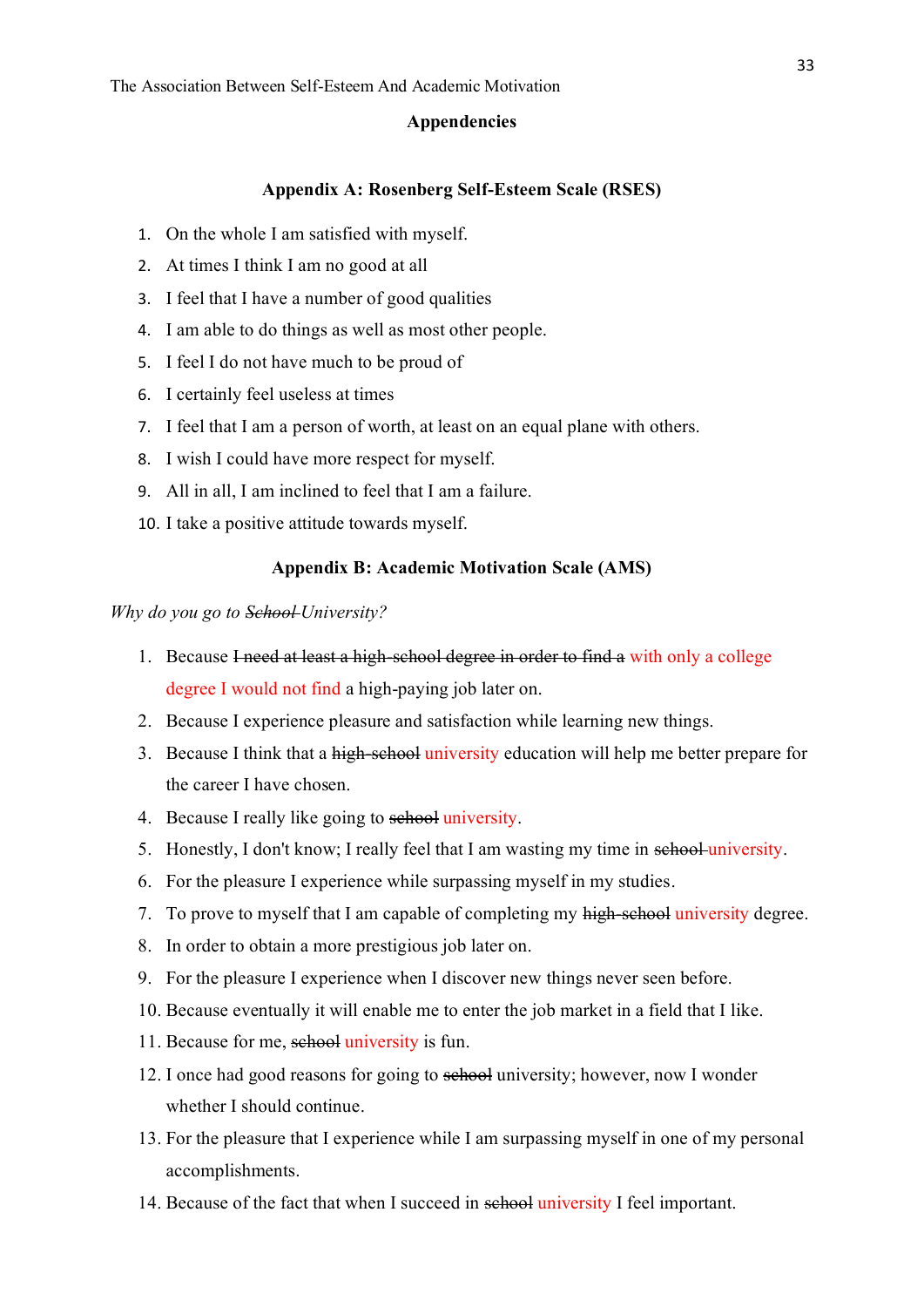## Appendencies

### Appendix A: Rosenberg Self-Esteem Scale (RSES)

1. On the whole I am satisfied with myself.
2. At times I think I am no good at all
3. I feel that I have a number of good qualities
4. I am able to do things as well as most other people.
5. I feel I do not have much to be proud of
6. I certainly feel useless at times
7. I feel that I am a person of worth, at least on an equal plane with others.
8. I wish I could have more respect for myself.
9. All in all, I am inclined to feel that I am a failure.
10. I take a positive attitude towards myself.

### Appendix B: Academic Motivation Scale (AMS)

*Why do you go to ~~School~~ University?*

1. Because ~~I need at least a high-school degree in order to find a~~ with only a college degree I would not find a high-paying job later on.
2. Because I experience pleasure and satisfaction while learning new things.
3. Because I think that a ~~high-school~~ university education will help me better prepare for the career I have chosen.
4. Because I really like going to ~~school~~ university.
5. Honestly, I don't know; I really feel that I am wasting my time in ~~school~~ university.
6. For the pleasure I experience while surpassing myself in my studies.
7. To prove to myself that I am capable of completing my ~~high-school~~ university degree.
8. In order to obtain a more prestigious job later on.
9. For the pleasure I experience when I discover new things never seen before.
10. Because eventually it will enable me to enter the job market in a field that I like.
11. Because for me, ~~school~~ university is fun.
12. I once had good reasons for going to ~~school~~ university; however, now I wonder whether I should continue.
13. For the pleasure that I experience while I am surpassing myself in one of my personal accomplishments.
14. Because of the fact that when I succeed in ~~school~~ university I feel important.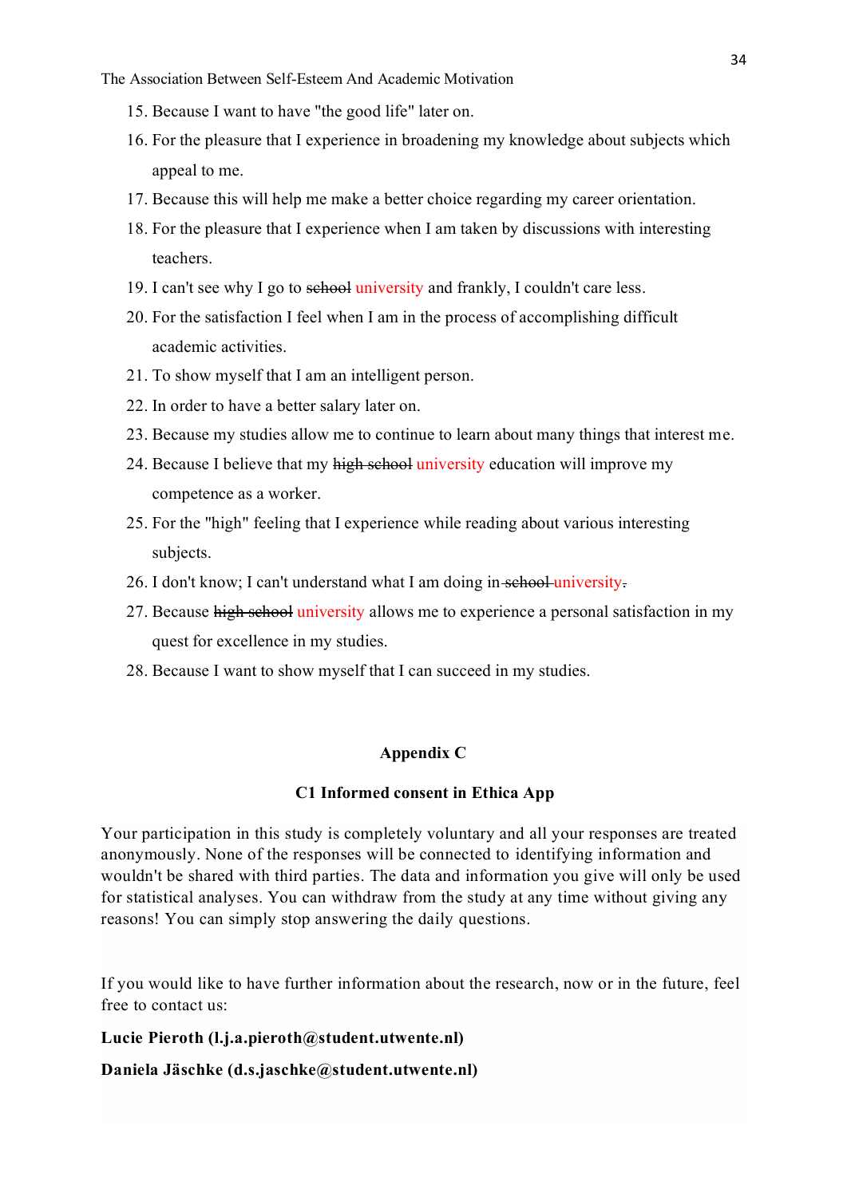15. Because I want to have "the good life" later on.
16. For the pleasure that I experience in broadening my knowledge about subjects which appeal to me.
17. Because this will help me make a better choice regarding my career orientation.
18. For the pleasure that I experience when I am taken by discussions with interesting teachers.
19. I can't see why I go to ~~school~~ university and frankly, I couldn't care less.
20. For the satisfaction I feel when I am in the process of accomplishing difficult academic activities.
21. To show myself that I am an intelligent person.
22. In order to have a better salary later on.
23. Because my studies allow me to continue to learn about many things that interest me.
24. Because I believe that my ~~high school~~ university education will improve my competence as a worker.
25. For the "high" feeling that I experience while reading about various interesting subjects.
26. I don't know; I can't understand what I am doing in ~~school~~ university~~.~~
27. Because ~~high school~~ university allows me to experience a personal satisfaction in my quest for excellence in my studies.
28. Because I want to show myself that I can succeed in my studies.

## Appendix C

### C1 Informed consent in Ethica App

Your participation in this study is completely voluntary and all your responses are treated anonymously. None of the responses will be connected to identifying information and wouldn't be shared with third parties. The data and information you give will only be used for statistical analyses. You can withdraw from the study at any time without giving any reasons! You can simply stop answering the daily questions.

If you would like to have further information about the research, now or in the future, feel free to contact us:

**Lucie Pieroth (l.j.a.pieroth@student.utwente.nl)**

**Daniela Jäschke (d.s.jaschke@student.utwente.nl)**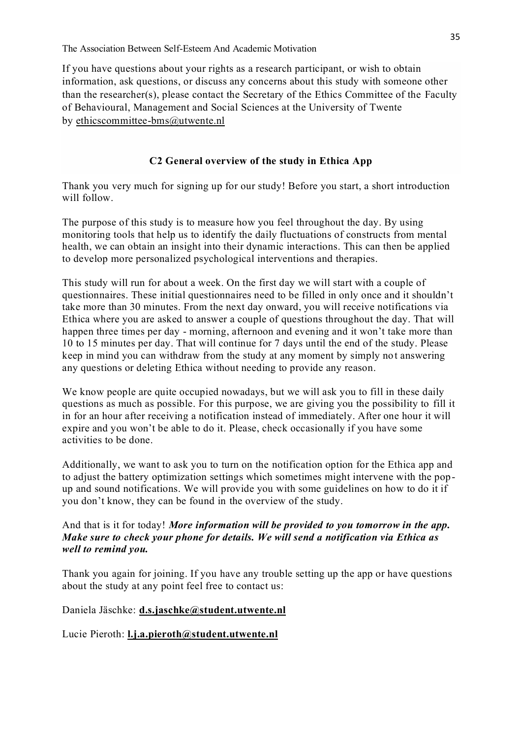If you have questions about your rights as a research participant, or wish to obtain information, ask questions, or discuss any concerns about this study with someone other than the researcher(s), please contact the Secretary of the Ethics Committee of the Faculty of Behavioural, Management and Social Sciences at the University of Twente by ethicscommittee-bms@utwente.nl

### C2 General overview of the study in Ethica App

Thank you very much for signing up for our study! Before you start, a short introduction will follow.

The purpose of this study is to measure how you feel throughout the day. By using monitoring tools that help us to identify the daily fluctuations of constructs from mental health, we can obtain an insight into their dynamic interactions. This can then be applied to develop more personalized psychological interventions and therapies.

This study will run for about a week. On the first day we will start with a couple of questionnaires. These initial questionnaires need to be filled in only once and it shouldn't take more than 30 minutes. From the next day onward, you will receive notifications via Ethica where you are asked to answer a couple of questions throughout the day. That will happen three times per day - morning, afternoon and evening and it won't take more than 10 to 15 minutes per day. That will continue for 7 days until the end of the study. Please keep in mind you can withdraw from the study at any moment by simply not answering any questions or deleting Ethica without needing to provide any reason.

We know people are quite occupied nowadays, but we will ask you to fill in these daily questions as much as possible. For this purpose, we are giving you the possibility to fill it in for an hour after receiving a notification instead of immediately. After one hour it will expire and you won't be able to do it. Please, check occasionally if you have some activities to be done.

Additionally, we want to ask you to turn on the notification option for the Ethica app and to adjust the battery optimization settings which sometimes might intervene with the pop-up and sound notifications. We will provide you with some guidelines on how to do it if you don't know, they can be found in the overview of the study.

And that is it for today! ***More information will be provided to you tomorrow in the app. Make sure to check your phone for details. We will send a notification via Ethica as well to remind you.***

Thank you again for joining. If you have any trouble setting up the app or have questions about the study at any point feel free to contact us:

Daniela Jäschke: **d.s.jaschke@student.utwente.nl**

Lucie Pieroth: **l.j.a.pieroth@student.utwente.nl**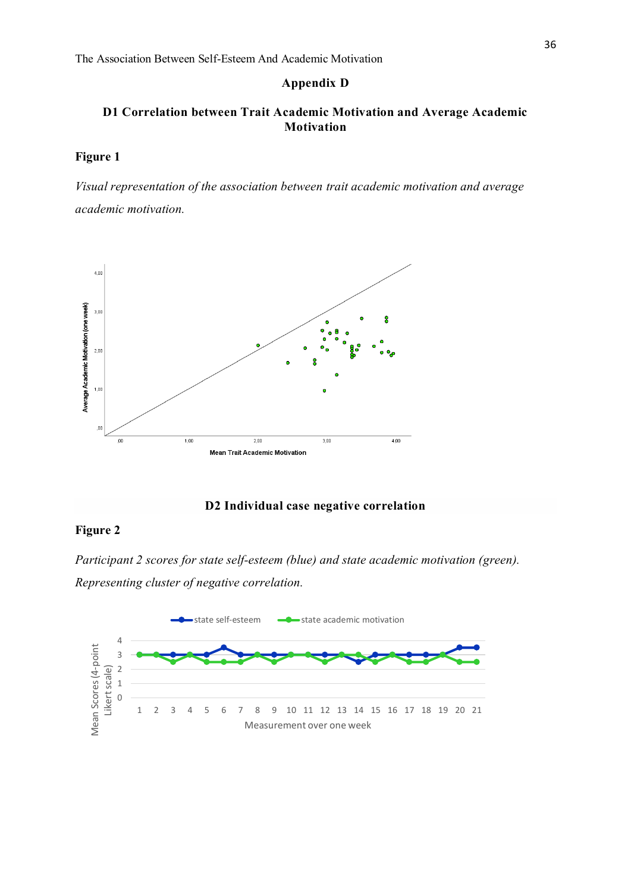## Appendix D

### D1 Correlation between Trait Academic Motivation and Average Academic Motivation

**Figure 1**

*Visual representation of the association between trait academic motivation and average academic motivation.*

Average Academic Motivation (one week)

4,00
3,00
2,00
1,00
,00

,00 1,00 2,00 3,00 4,00

Mean Trait Academic Motivation

### D2 Individual case negative correlation

**Figure 2**

*Participant 2 scores for state self-esteem (blue) and state academic motivation (green). Representing cluster of negative correlation.*

state self-esteem state academic motivation

Mean Scores (4-point Likert scale)

4
3
2
1
0

1 2 3 4 5 6 7 8 9 10 11 12 13 14 15 16 17 18 19 20 21

Measurement over one week